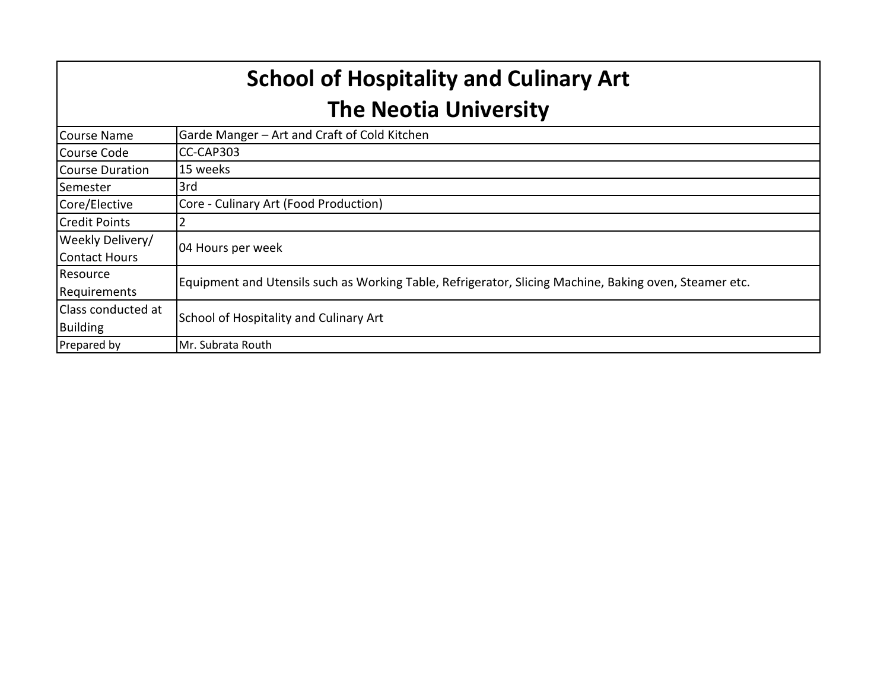# School of Hospitality and Culinary Art
# The Neotia University

| | |
|---|---|
| Course Name | Garde Manger – Art and Craft of Cold Kitchen |
| Course Code | CC-CAP303 |
| Course Duration | 15 weeks |
| Semester | 3rd |
| Core/Elective | Core - Culinary Art (Food Production) |
| Credit Points | 2 |
| Weekly Delivery/ Contact Hours | 04 Hours per week |
| Resource Requirements | Equipment and Utensils such as Working Table, Refrigerator, Slicing Machine, Baking oven, Steamer etc. |
| Class conducted at Building | School of Hospitality and Culinary Art |
| Prepared by | Mr. Subrata Routh |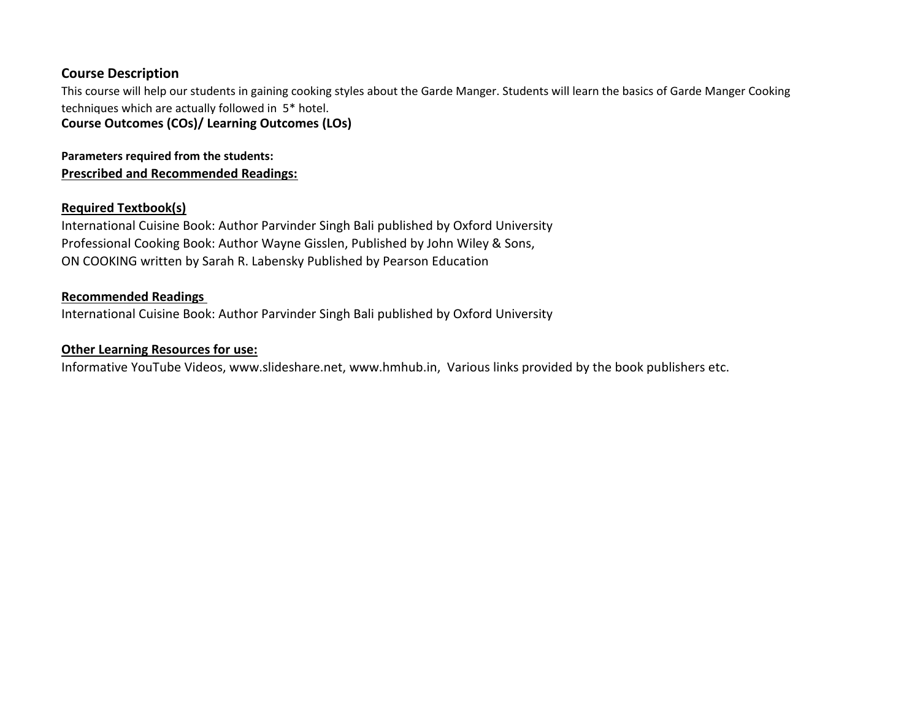## Course Description

This course will help our students in gaining cooking styles about the Garde Manger. Students will learn the basics of Garde Manger Cooking techniques which are actually followed in 5* hotel.

## Course Outcomes (COs)/ Learning Outcomes (LOs)

**Parameters required from the students:**

**Prescribed and Recommended Readings:**

**Required Textbook(s)**

International Cuisine Book: Author Parvinder Singh Bali published by Oxford University
Professional Cooking Book: Author Wayne Gisslen, Published by John Wiley & Sons,
ON COOKING written by Sarah R. Labensky Published by Pearson Education

**Recommended Readings**

International Cuisine Book: Author Parvinder Singh Bali published by Oxford University

**Other Learning Resources for use:**

Informative YouTube Videos, www.slideshare.net, www.hmhub.in, Various links provided by the book publishers etc.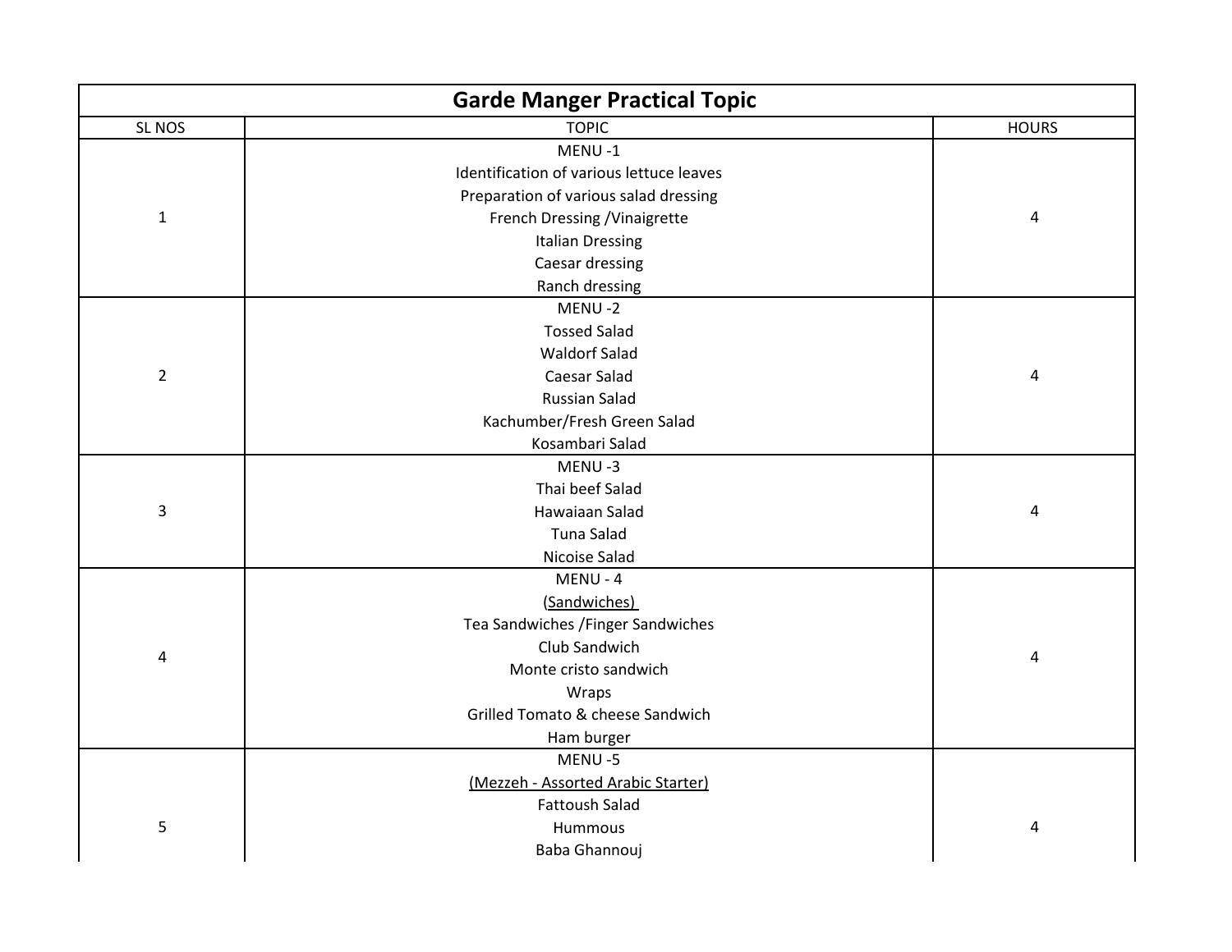| Garde Manger Practical Topic | | |
|---|---|---|
| SL NOS | TOPIC | HOURS |
| 1 | MENU -1<br>Identification of various lettuce leaves<br>Preparation of various salad dressing<br>French Dressing /Vinaigrette<br>Italian Dressing<br>Caesar dressing<br>Ranch dressing | 4 |
| 2 | MENU -2<br>Tossed Salad<br>Waldorf Salad<br>Caesar Salad<br>Russian Salad<br>Kachumber/Fresh Green Salad<br>Kosambari Salad | 4 |
| 3 | MENU -3<br>Thai beef Salad<br>Hawaiaan Salad<br>Tuna Salad<br>Nicoise Salad | 4 |
| 4 | MENU - 4<br><u>(Sandwiches)</u><br>Tea Sandwiches /Finger Sandwiches<br>Club Sandwich<br>Monte cristo sandwich<br>Wraps<br>Grilled Tomato & cheese Sandwich<br>Ham burger | 4 |
| 5 | MENU -5<br><u>(Mezzeh - Assorted Arabic Starter)</u><br>Fattoush Salad<br>Hummous<br>Baba Ghannouj | 4 |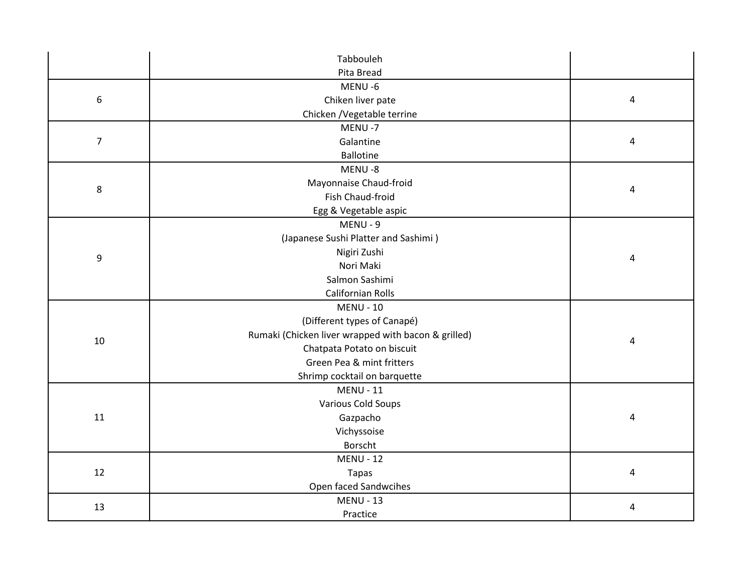| | | |
|---|---|---|
| | Tabbouleh<br>Pita Bread | |
| 6 | MENU -6<br>Chiken liver pate<br>Chicken /Vegetable terrine | 4 |
| 7 | MENU -7<br>Galantine<br>Ballotine | 4 |
| 8 | MENU -8<br>Mayonnaise Chaud-froid<br>Fish Chaud-froid<br>Egg & Vegetable aspic | 4 |
| 9 | MENU - 9<br>(Japanese Sushi Platter and Sashimi )<br>Nigiri Zushi<br>Nori Maki<br>Salmon Sashimi<br>Californian Rolls | 4 |
| 10 | MENU - 10<br>(Different types of Canapé)<br>Rumaki (Chicken liver wrapped with bacon & grilled)<br>Chatpata Potato on biscuit<br>Green Pea & mint fritters<br>Shrimp cocktail on barquette | 4 |
| 11 | MENU - 11<br>Various Cold Soups<br>Gazpacho<br>Vichyssoise<br>Borscht | 4 |
| 12 | MENU - 12<br>Tapas<br>Open faced Sandwcihes | 4 |
| 13 | MENU - 13<br>Practice | 4 |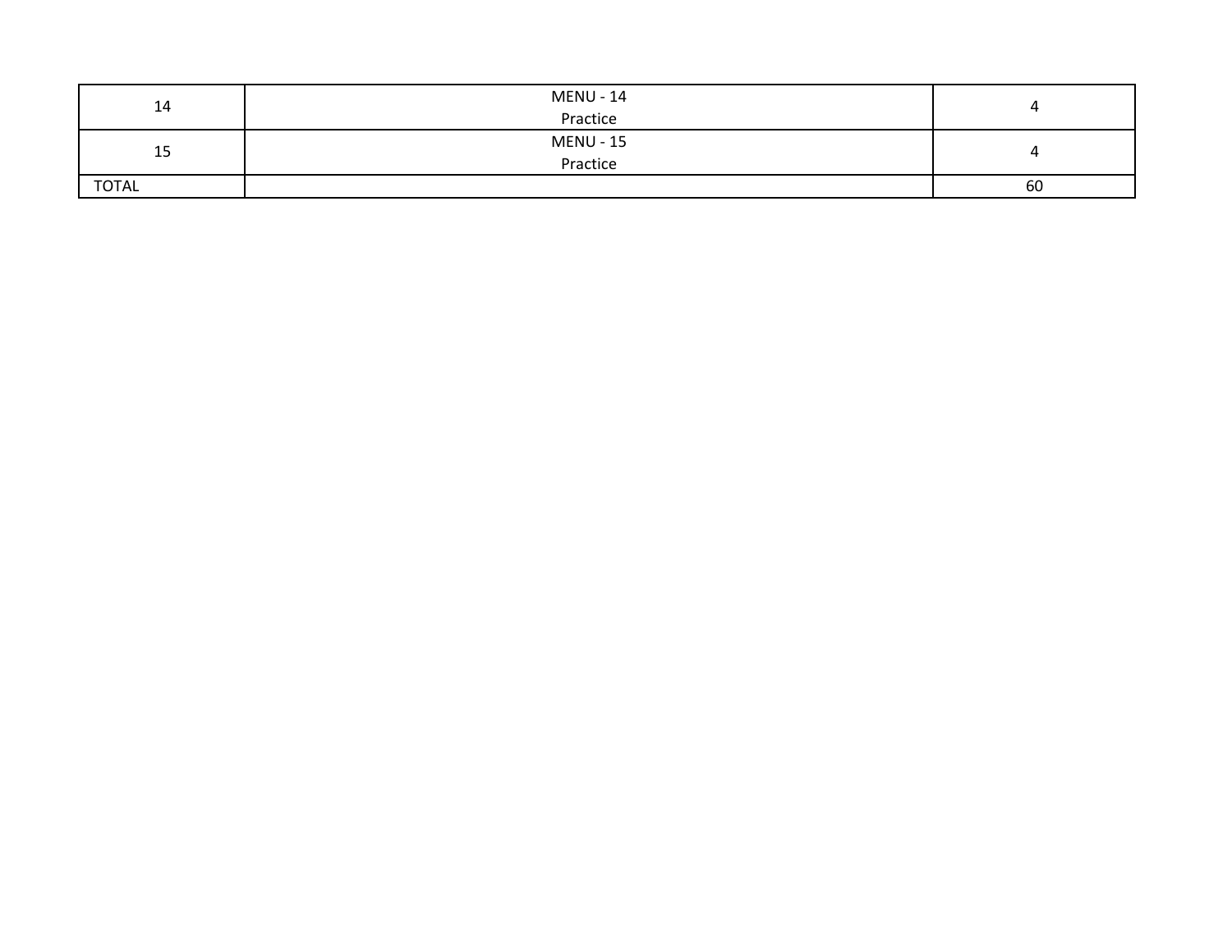| | | |
|---|---|---|
| 14 | MENU - 14<br>Practice | 4 |
| 15 | MENU - 15<br>Practice | 4 |
| TOTAL | | 60 |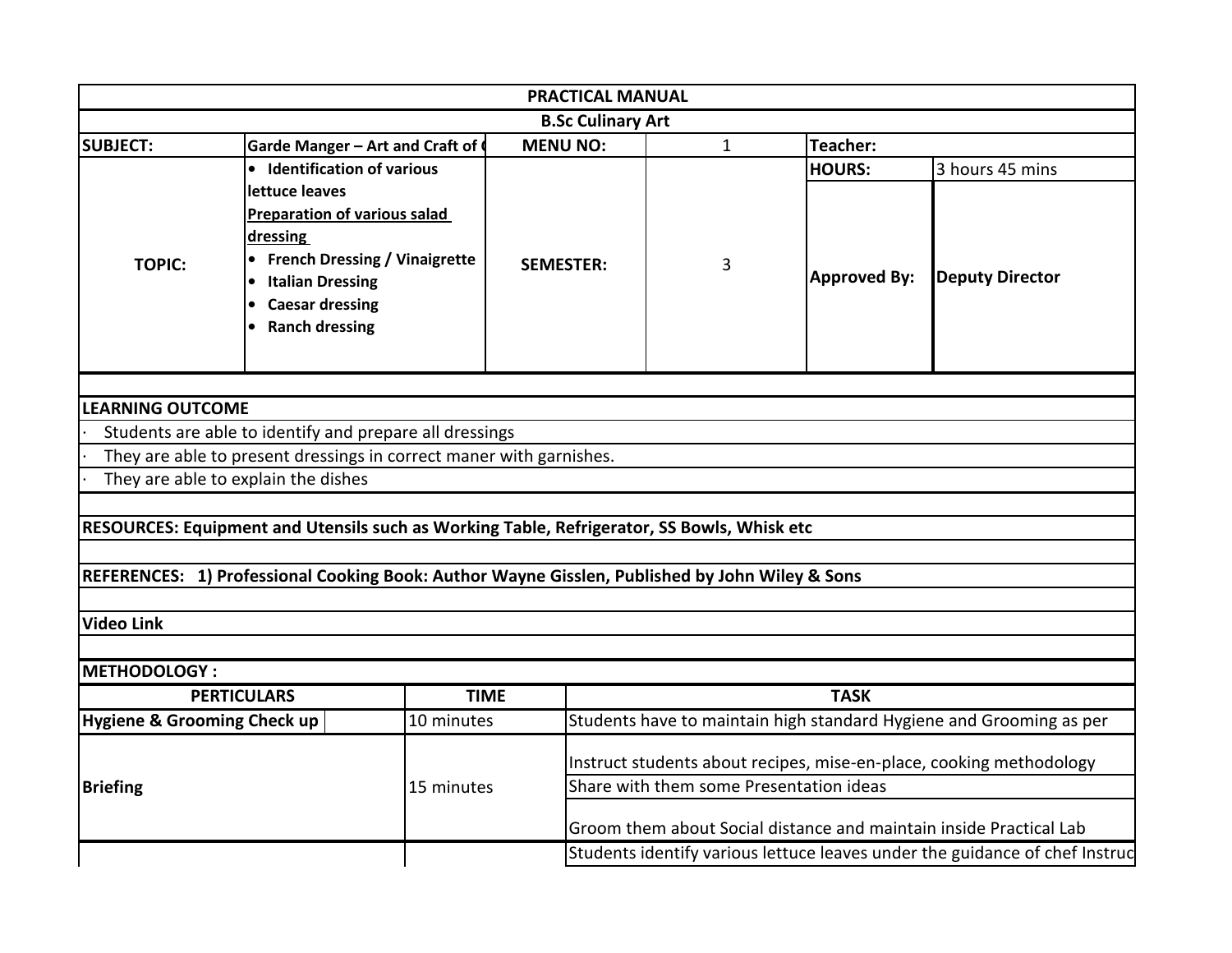| PRACTICAL MANUAL | | | | | |
|---|---|---|---|---|---|
| B.Sc Culinary Art | | | | | |
| **SUBJECT:** | Garde Manger – Art and Craft of ( | **MENU NO:** | 1 | **Teacher:** | |
| **TOPIC:** | • Identification of various lettuce leaves<br>Preparation of various salad dressing<br>• French Dressing / Vinaigrette<br>• Italian Dressing<br>• Caesar dressing<br>• Ranch dressing | **SEMESTER:** | 3 | **HOURS:** | 3 hours 45 mins |
| | | | | **Approved By:** | **Deputy Director** |

**LEARNING OUTCOME**

- Students are able to identify and prepare all dressings
- They are able to present dressings in correct maner with garnishes.
- They are able to explain the dishes

**RESOURCES: Equipment and Utensils such as Working Table, Refrigerator, SS Bowls, Whisk etc**

**REFERENCES: 1) Professional Cooking Book: Author Wayne Gisslen, Published by John Wiley & Sons**

**Video Link**

**METHODOLOGY :**

| PERTICULARS | TIME | TASK |
|---|---|---|
| **Hygiene & Grooming Check up** | 10 minutes | Students have to maintain high standard Hygiene and Grooming as per |
| **Briefing** | 15 minutes | Instruct students about recipes, mise-en-place, cooking methodology |
| | | Share with them some Presentation ideas |
| | | Groom them about Social distance and maintain inside Practical Lab |
| | | Students identify various lettuce leaves under the guidance of chef Instruc |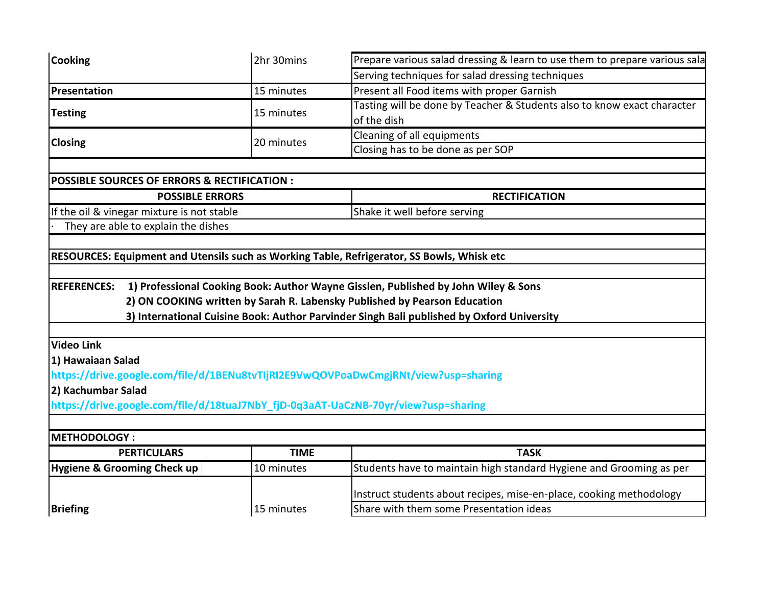| | | |
|---|---|---|
| **Cooking** | 2hr 30mins | Prepare various salad dressing & learn to use them to prepare various sala |
| | | Serving techniques for salad dressing techniques |
| **Presentation** | 15 minutes | Present all Food items with proper Garnish |
| **Testing** | 15 minutes | Tasting will be done by Teacher & Students also to know exact character of the dish |
| **Closing** | 20 minutes | Cleaning of all equipments |
| | | Closing has to be done as per SOP |

**POSSIBLE SOURCES OF ERRORS & RECTIFICATION :**

| POSSIBLE ERRORS | RECTIFICATION |
|---|---|
| If the oil & vinegar mixture is not stable | Shake it well before serving |

· They are able to explain the dishes

**RESOURCES: Equipment and Utensils such as Working Table, Refrigerator, SS Bowls, Whisk etc**

**REFERENCES:**
1) **Professional Cooking Book: Author Wayne Gisslen, Published by John Wiley & Sons**
2) **ON COOKING written by Sarah R. Labensky Published by Pearson Education**
3) **International Cuisine Book: Author Parvinder Singh Bali published by Oxford University**

**Video Link**

**1) Hawaiaan Salad**

**https://drive.google.com/file/d/1BENu8tvTIjRI2E9VwQOVPoaDwCmgjRNt/view?usp=sharing**

**2) Kachumbar Salad**

**https://drive.google.com/file/d/18tuaJ7NbY_fjD-0q3aAT-UaCzNB-70yr/view?usp=sharing**

**METHODOLOGY :**

| PERTICULARS | TIME | TASK |
|---|---|---|
| **Hygiene & Grooming Check up** | 10 minutes | Students have to maintain high standard Hygiene and Grooming as per |
| **Briefing** | 15 minutes | Instruct students about recipes, mise-en-place, cooking methodology |
| | | Share with them some Presentation ideas |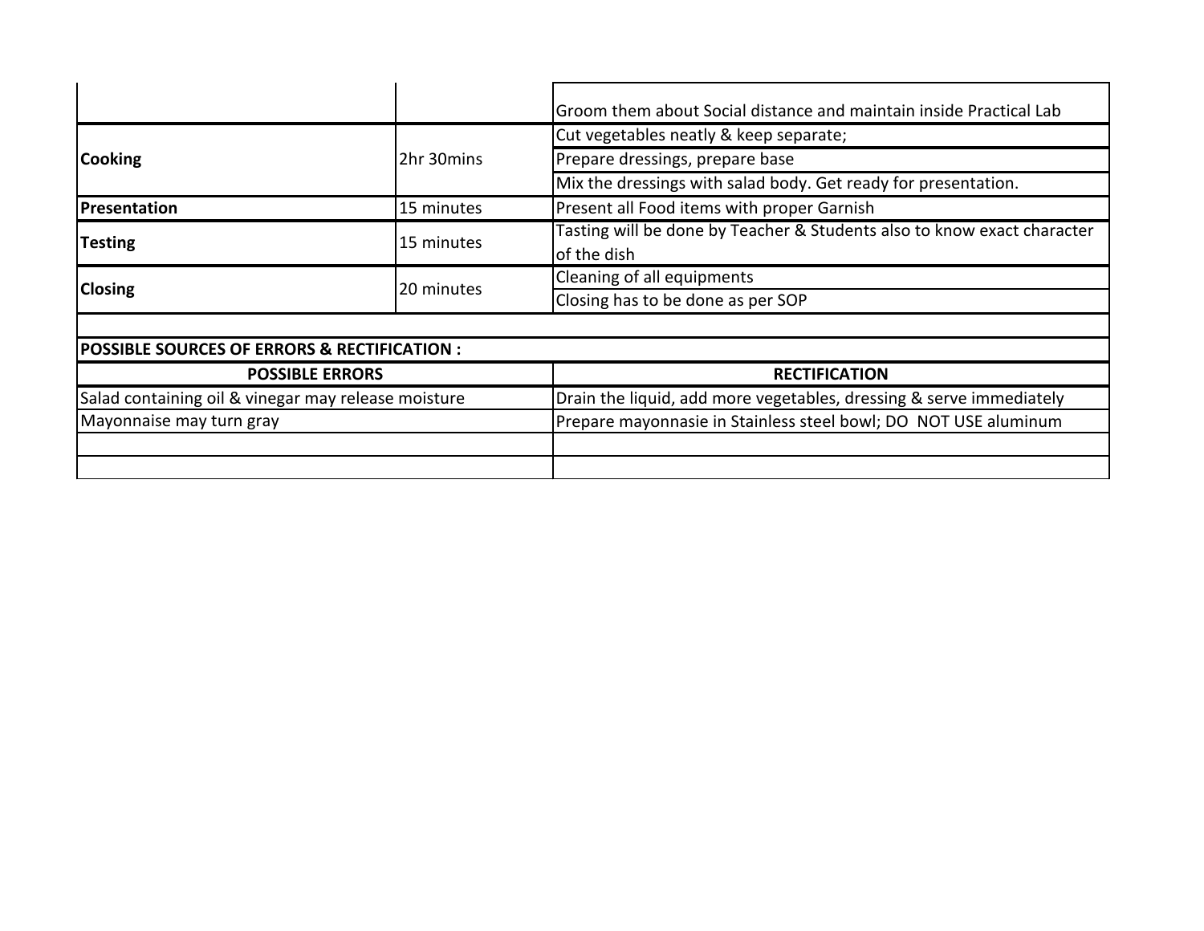| | | |
|---|---|---|
| | | Groom them about Social distance and maintain inside Practical Lab |
| **Cooking** | 2hr 30mins | Cut vegetables neatly & keep separate; |
| | | Prepare dressings, prepare base |
| | | Mix the dressings with salad body. Get ready for presentation. |
| **Presentation** | 15 minutes | Present all Food items with proper Garnish |
| **Testing** | 15 minutes | Tasting will be done by Teacher & Students also to know exact character of the dish |
| **Closing** | 20 minutes | Cleaning of all equipments |
| | | Closing has to be done as per SOP |

**POSSIBLE SOURCES OF ERRORS & RECTIFICATION :**

| POSSIBLE ERRORS | RECTIFICATION |
|---|---|
| Salad containing oil & vinegar may release moisture | Drain the liquid, add more vegetables, dressing & serve immediately |
| Mayonnaise may turn gray | Prepare mayonnasie in Stainless steel bowl; DO NOT USE aluminum |
| | |
| | |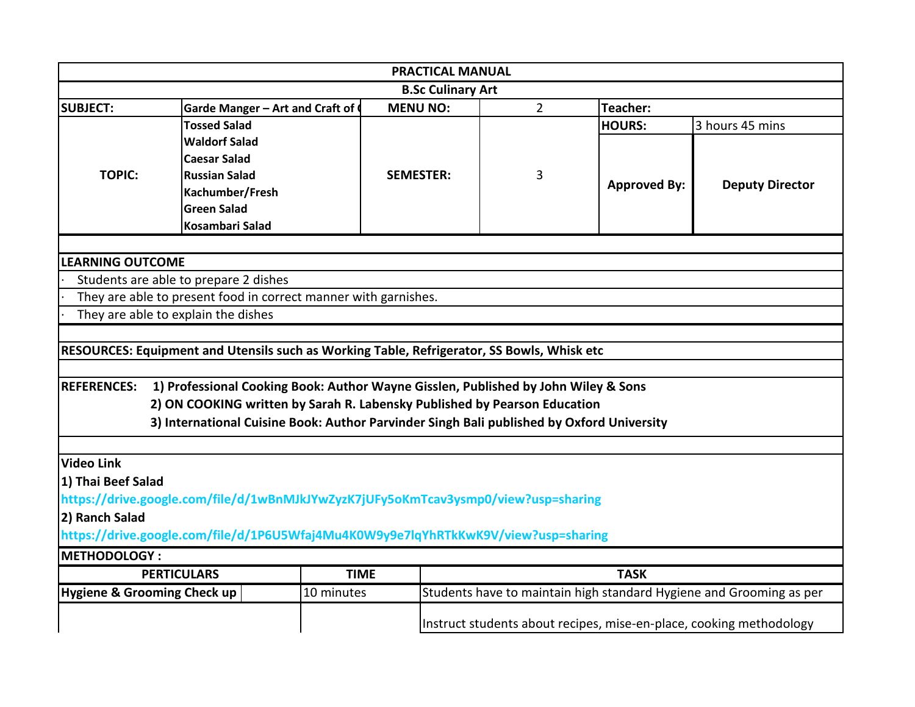| PRACTICAL MANUAL | | | | | |
|---|---|---|---|---|---|
| **B.Sc Culinary Art** | | | | | |
| **SUBJECT:** | **Garde Manger – Art and Craft of (** | **MENU NO:** | 2 | **Teacher:** | |
| **TOPIC:** | **Tossed Salad**<br>**Waldorf Salad**<br>**Caesar Salad**<br>**Russian Salad**<br>**Kachumber/Fresh**<br>**Green Salad**<br>**Kosambari Salad** | **SEMESTER:** | 3 | **HOURS:** | 3 hours 45 mins |
| | | | | **Approved By:** | **Deputy Director** |

**LEARNING OUTCOME**

- Students are able to prepare 2 dishes
- They are able to present food in correct manner with garnishes.
- They are able to explain the dishes

**RESOURCES: Equipment and Utensils such as Working Table, Refrigerator, SS Bowls, Whisk etc**

**REFERENCES:**
**1) Professional Cooking Book: Author Wayne Gisslen, Published by John Wiley & Sons**
**2) ON COOKING written by Sarah R. Labensky Published by Pearson Education**
**3) International Cuisine Book: Author Parvinder Singh Bali published by Oxford University**

**Video Link**

**1) Thai Beef Salad**

https://drive.google.com/file/d/1wBnMJkJYwZyzK7jUFy5oKmTcav3ysmp0/view?usp=sharing

**2) Ranch Salad**

https://drive.google.com/file/d/1P6U5Wfaj4Mu4K0W9y9e7lqYhRTkKwK9V/view?usp=sharing

**METHODOLOGY :**

| PERTICULARS | TIME | TASK |
|---|---|---|
| **Hygiene & Grooming Check up** | 10 minutes | Students have to maintain high standard Hygiene and Grooming as per |
| | | Instruct students about recipes, mise-en-place, cooking methodology |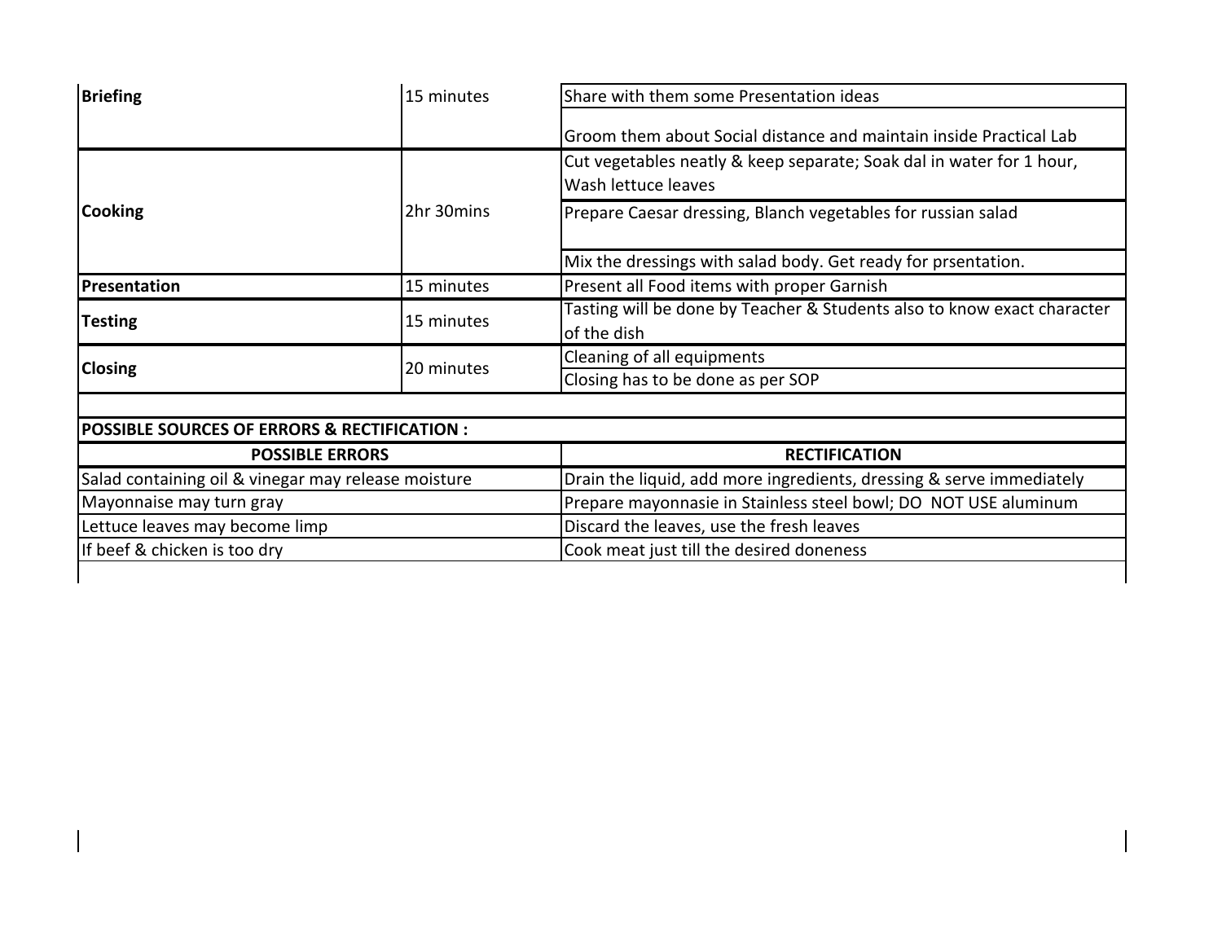| | | |
|---|---|---|
| **Briefing** | 15 minutes | Share with them some Presentation ideas |
| | | Groom them about Social distance and maintain inside Practical Lab |
| **Cooking** | 2hr 30mins | Cut vegetables neatly & keep separate; Soak dal in water for 1 hour, Wash lettuce leaves |
| | | Prepare Caesar dressing, Blanch vegetables for russian salad |
| | | Mix the dressings with salad body. Get ready for prsentation. |
| **Presentation** | 15 minutes | Present all Food items with proper Garnish |
| **Testing** | 15 minutes | Tasting will be done by Teacher & Students also to know exact character of the dish |
| **Closing** | 20 minutes | Cleaning of all equipments |
| | | Closing has to be done as per SOP |

**POSSIBLE SOURCES OF ERRORS & RECTIFICATION :**

| POSSIBLE ERRORS | RECTIFICATION |
|---|---|
| Salad containing oil & vinegar may release moisture | Drain the liquid, add more ingredients, dressing & serve immediately |
| Mayonnaise may turn gray | Prepare mayonnasie in Stainless steel bowl; DO NOT USE aluminum |
| Lettuce leaves may become limp | Discard the leaves, use the fresh leaves |
| If beef & chicken is too dry | Cook meat just till the desired doneness |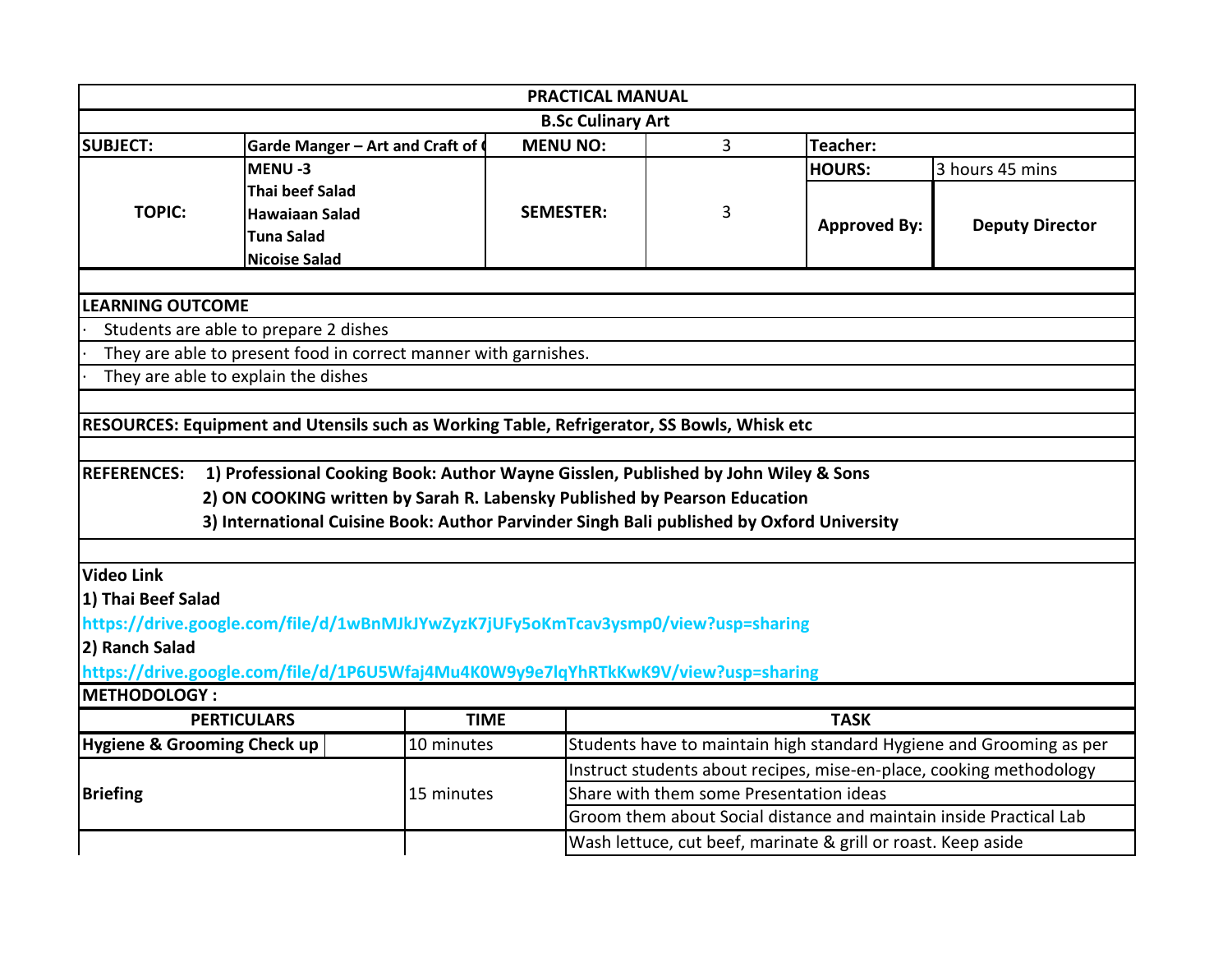| PRACTICAL MANUAL | | | | | |
|---|---|---|---|---|---|
| **B.Sc Culinary Art** | | | | | |
| **SUBJECT:** | **Garde Manger – Art and Craft of (** | **MENU NO:** | 3 | **Teacher:** | |
| **TOPIC:** | **MENU -3**<br>**Thai beef Salad**<br>**Hawaiaan Salad**<br>**Tuna Salad**<br>**Nicoise Salad** | **SEMESTER:** | 3 | **HOURS:** | 3 hours 45 mins |
| | | | | **Approved By:** | **Deputy Director** |

**LEARNING OUTCOME**

- Students are able to prepare 2 dishes
- They are able to present food in correct manner with garnishes.
- They are able to explain the dishes

**RESOURCES: Equipment and Utensils such as Working Table, Refrigerator, SS Bowls, Whisk etc**

**REFERENCES:**
1) **Professional Cooking Book: Author Wayne Gisslen, Published by John Wiley & Sons**
2) **ON COOKING written by Sarah R. Labensky Published by Pearson Education**
3) **International Cuisine Book: Author Parvinder Singh Bali published by Oxford University**

**Video Link**

**1) Thai Beef Salad**

https://drive.google.com/file/d/1wBnMJkJYwZyzK7jUFy5oKmTcav3ysmp0/view?usp=sharing

**2) Ranch Salad**

https://drive.google.com/file/d/1P6U5Wfaj4Mu4K0W9y9e7lqYhRTkKwK9V/view?usp=sharing

**METHODOLOGY :**

| PERTICULARS | TIME | TASK |
|---|---|---|
| **Hygiene & Grooming Check up** | 10 minutes | Students have to maintain high standard Hygiene and Grooming as per |
| **Briefing** | 15 minutes | Instruct students about recipes, mise-en-place, cooking methodology |
| | | Share with them some Presentation ideas |
| | | Groom them about Social distance and maintain inside Practical Lab |
| | | Wash lettuce, cut beef, marinate & grill or roast. Keep aside |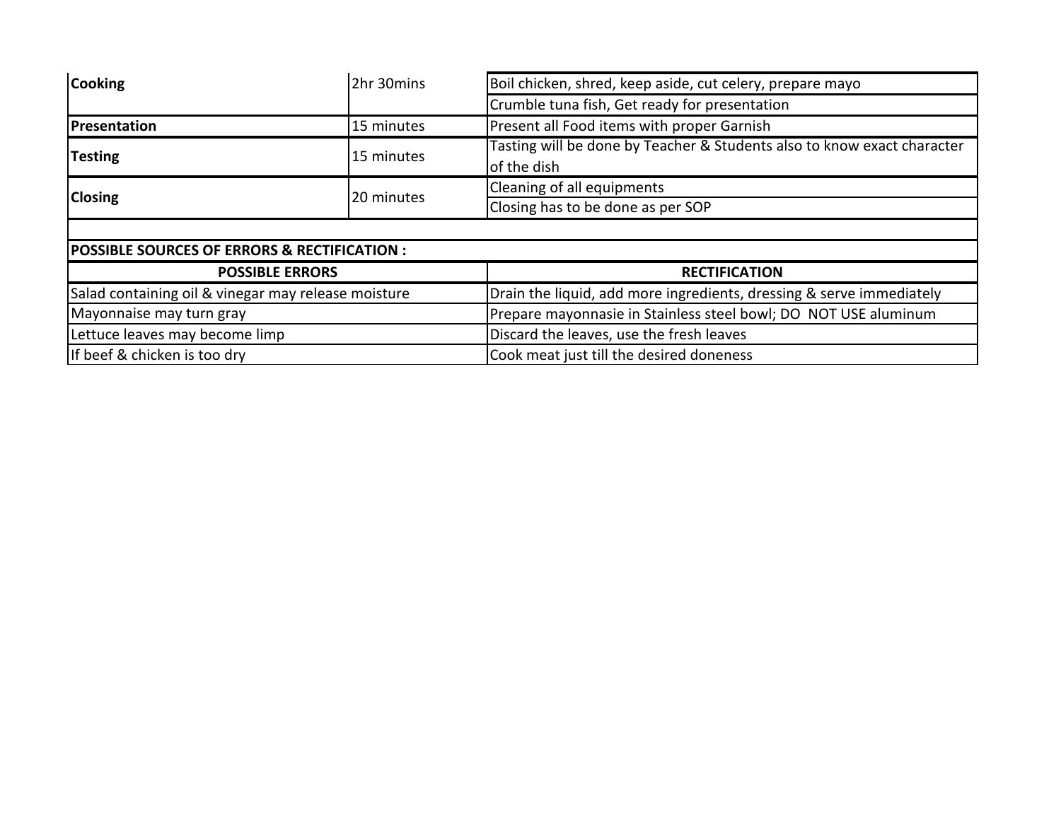| | | |
|---|---|---|
| **Cooking** | 2hr 30mins | Boil chicken, shred, keep aside, cut celery, prepare mayo |
| | | Crumble tuna fish, Get ready for presentation |
| **Presentation** | 15 minutes | Present all Food items with proper Garnish |
| **Testing** | 15 minutes | Tasting will be done by Teacher & Students also to know exact character of the dish |
| **Closing** | 20 minutes | Cleaning of all equipments |
| | | Closing has to be done as per SOP |

**POSSIBLE SOURCES OF ERRORS & RECTIFICATION :**

| POSSIBLE ERRORS | RECTIFICATION |
|---|---|
| Salad containing oil & vinegar may release moisture | Drain the liquid, add more ingredients, dressing & serve immediately |
| Mayonnaise may turn gray | Prepare mayonnasie in Stainless steel bowl; DO NOT USE aluminum |
| Lettuce leaves may become limp | Discard the leaves, use the fresh leaves |
| If beef & chicken is too dry | Cook meat just till the desired doneness |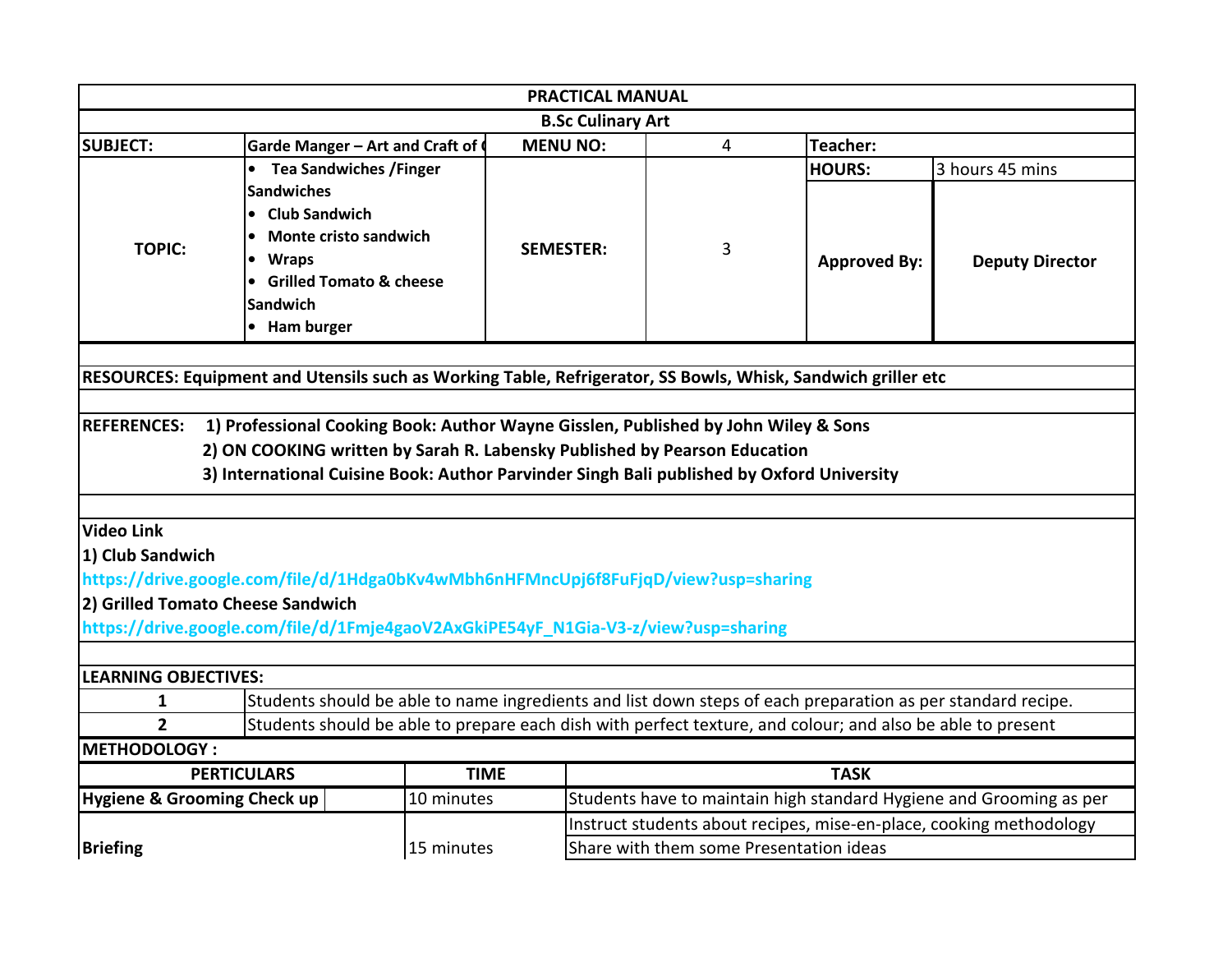| PRACTICAL MANUAL | | | | | |
|---|---|---|---|---|---|
| **B.Sc Culinary Art** | | | | | |
| **SUBJECT:** | **Garde Manger – Art and Craft of (** | **MENU NO:** | 4 | **Teacher:** | |
| **TOPIC:** | • **Tea Sandwiches /Finger Sandwiches**<br>• **Club Sandwich**<br>• **Monte cristo sandwich**<br>• **Wraps**<br>• **Grilled Tomato & cheese Sandwich**<br>• **Ham burger** | **SEMESTER:** | 3 | **HOURS:** | 3 hours 45 mins |
| | | | | **Approved By:** | **Deputy Director** |

**RESOURCES: Equipment and Utensils such as Working Table, Refrigerator, SS Bowls, Whisk, Sandwich griller etc**

**REFERENCES:**
1) **Professional Cooking Book: Author Wayne Gisslen, Published by John Wiley & Sons**
2) **ON COOKING written by Sarah R. Labensky Published by Pearson Education**
3) **International Cuisine Book: Author Parvinder Singh Bali published by Oxford University**

**Video Link**

**1) Club Sandwich**

https://drive.google.com/file/d/1Hdga0bKv4wMbh6nHFMncUpj6f8FuFjqD/view?usp=sharing

**2) Grilled Tomato Cheese Sandwich**

https://drive.google.com/file/d/1Fmje4gaoV2AxGkiPE54yF_N1Gia-V3-z/view?usp=sharing

**LEARNING OBJECTIVES:**

| | |
|---|---|
| **1** | Students should be able to name ingredients and list down steps of each preparation as per standard recipe. |
| **2** | Students should be able to prepare each dish with perfect texture, and colour; and also be able to present |

**METHODOLOGY :**

| PERTICULARS | TIME | TASK |
|---|---|---|
| **Hygiene & Grooming Check up** | 10 minutes | Students have to maintain high standard Hygiene and Grooming as per |
| **Briefing** | 15 minutes | Instruct students about recipes, mise-en-place, cooking methodology |
| | | Share with them some Presentation ideas |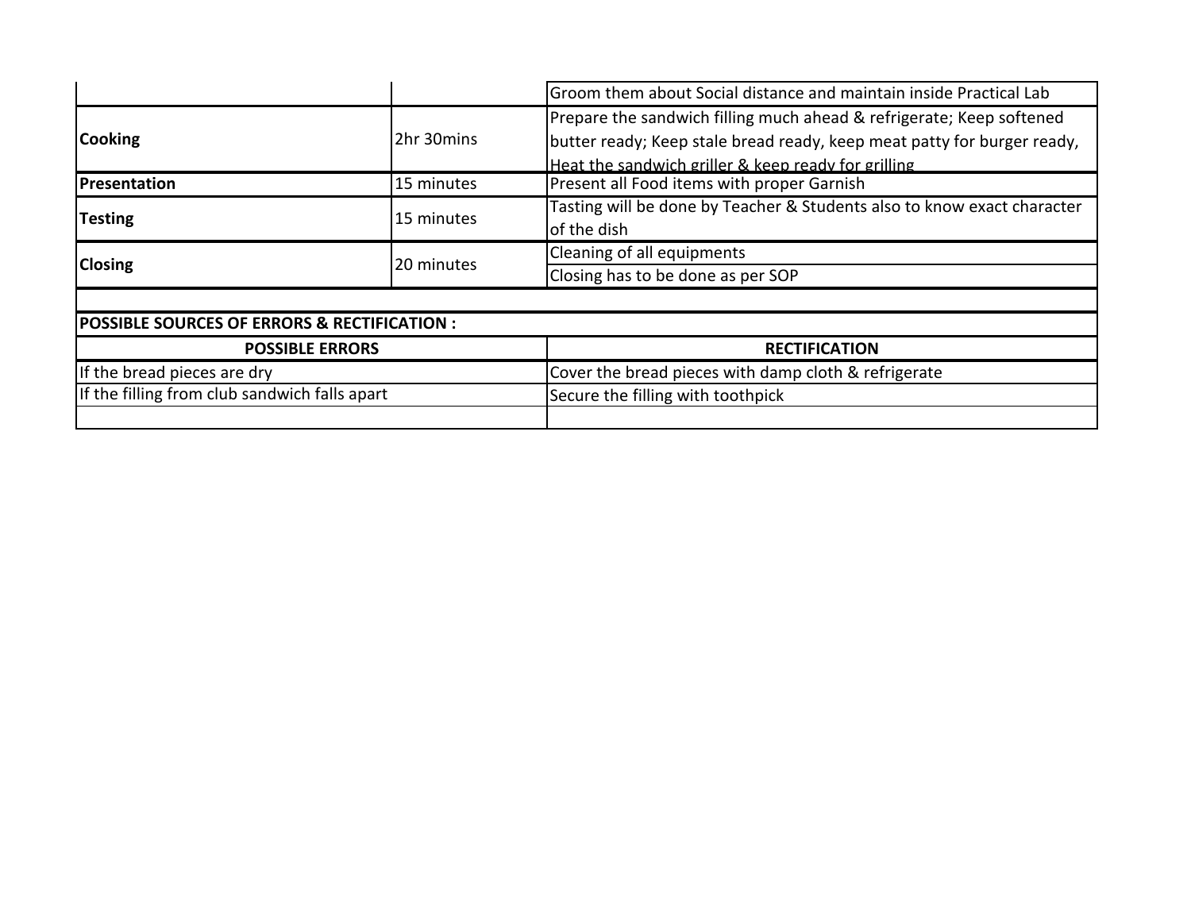| | | |
|---|---|---|
| | | Groom them about Social distance and maintain inside Practical Lab |
| **Cooking** | 2hr 30mins | Prepare the sandwich filling much ahead & refrigerate; Keep softened butter ready; Keep stale bread ready, keep meat patty for burger ready, Heat the sandwich griller & keep ready for grilling |
| **Presentation** | 15 minutes | Present all Food items with proper Garnish |
| **Testing** | 15 minutes | Tasting will be done by Teacher & Students also to know exact character of the dish |
| **Closing** | 20 minutes | Cleaning of all equipments |
| | | Closing has to be done as per SOP |

**POSSIBLE SOURCES OF ERRORS & RECTIFICATION :**

| POSSIBLE ERRORS | RECTIFICATION |
|---|---|
| If the bread pieces are dry | Cover the bread pieces with damp cloth & refrigerate |
| If the filling from club sandwich falls apart | Secure the filling with toothpick |
| | |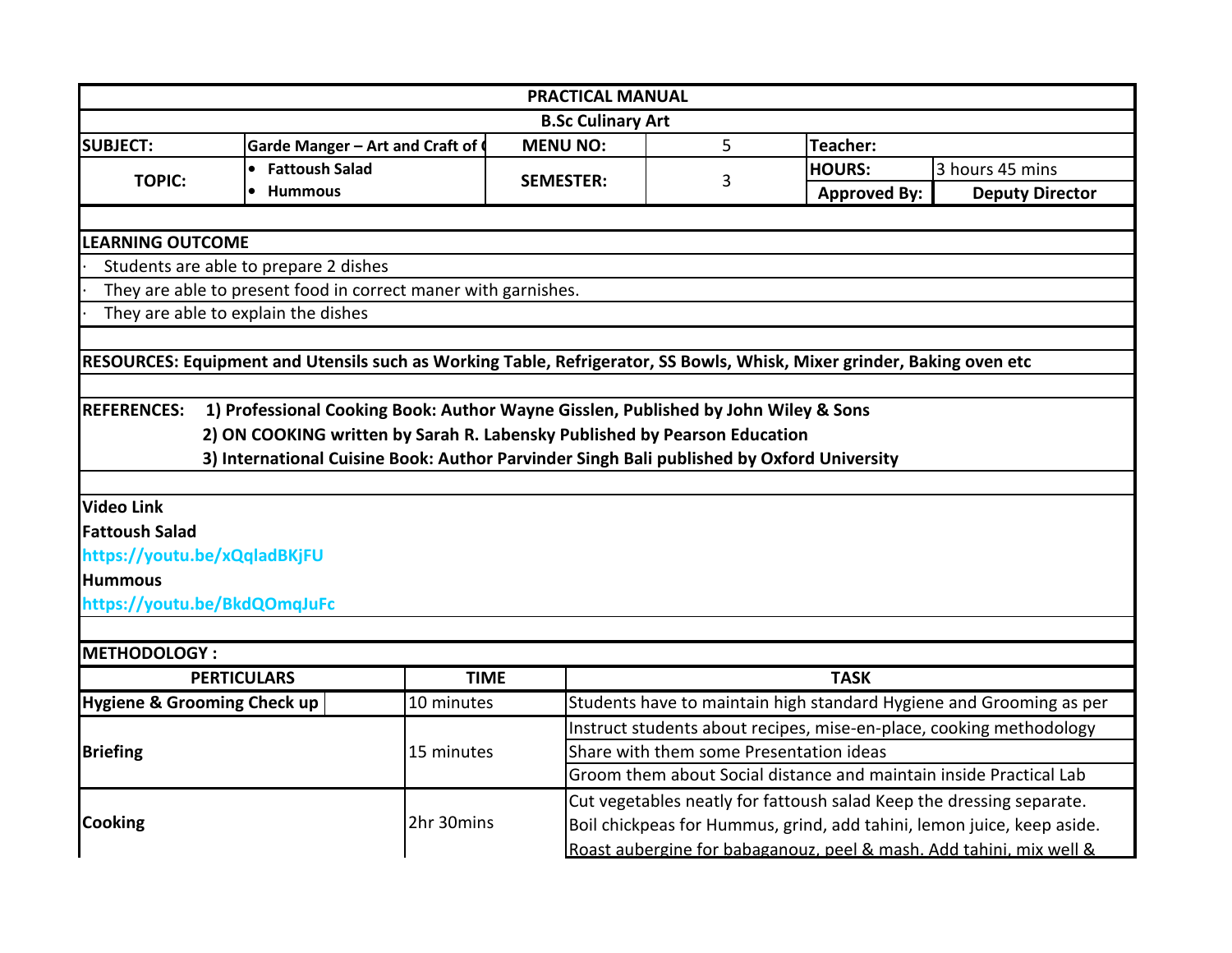# PRACTICAL MANUAL

## B.Sc Culinary Art

| SUBJECT: | Garde Manger – Art and Craft of ( | MENU NO: | 5 | Teacher: | |
|---|---|---|---|---|---|
| TOPIC: | • Fattoush Salad<br>• Hummous | SEMESTER: | 3 | HOURS: | 3 hours 45 mins |
| | | | | Approved By: | Deputy Director |

**LEARNING OUTCOME**

- Students are able to prepare 2 dishes
- They are able to present food in correct maner with garnishes.
- They are able to explain the dishes

**RESOURCES: Equipment and Utensils such as Working Table, Refrigerator, SS Bowls, Whisk, Mixer grinder, Baking oven etc**

**REFERENCES:**
1) **Professional Cooking Book: Author Wayne Gisslen, Published by John Wiley & Sons**
2) **ON COOKING written by Sarah R. Labensky Published by Pearson Education**
3) **International Cuisine Book: Author Parvinder Singh Bali published by Oxford University**

**Video Link**

**Fattoush Salad**

https://youtu.be/xQqladBKjFU

**Hummous**

https://youtu.be/BkdQOmqJuFc

**METHODOLOGY :**

| PERTICULARS | TIME | TASK |
|---|---|---|
| Hygiene & Grooming Check up | 10 minutes | Students have to maintain high standard Hygiene and Grooming as per |
| Briefing | 15 minutes | Instruct students about recipes, mise-en-place, cooking methodology |
| | | Share with them some Presentation ideas |
| | | Groom them about Social distance and maintain inside Practical Lab |
| Cooking | 2hr 30mins | Cut vegetables neatly for fattoush salad Keep the dressing separate. |
| | | Boil chickpeas for Hummus, grind, add tahini, lemon juice, keep aside. |
| | | Roast aubergine for babaganouz, peel & mash. Add tahini, mix well & |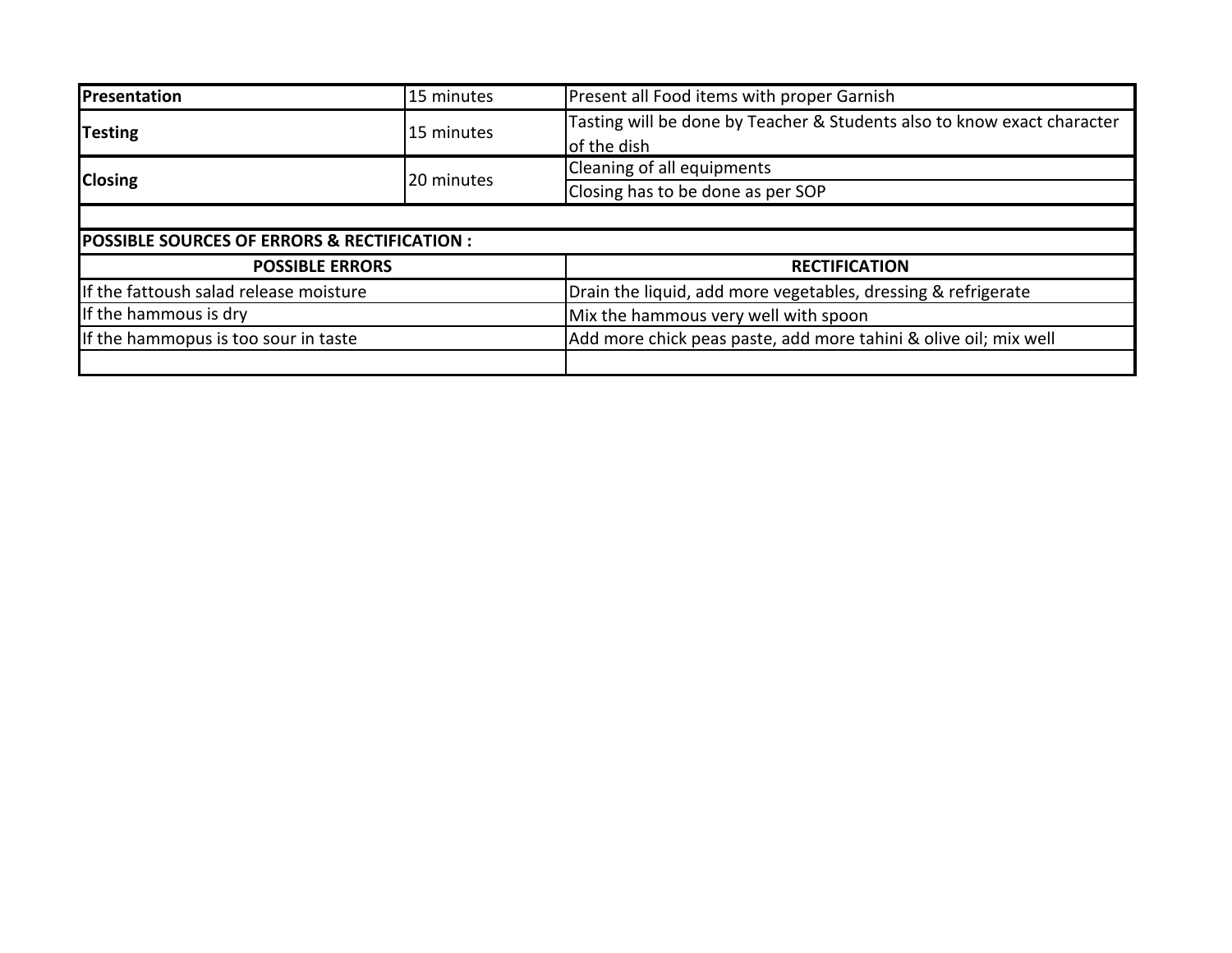| | | |
|---|---|---|
| **Presentation** | 15 minutes | Present all Food items with proper Garnish |
| **Testing** | 15 minutes | Tasting will be done by Teacher & Students also to know exact character of the dish |
| **Closing** | 20 minutes | Cleaning of all equipments |
| | | Closing has to be done as per SOP |

**POSSIBLE SOURCES OF ERRORS & RECTIFICATION :**

| POSSIBLE ERRORS | RECTIFICATION |
|---|---|
| If the fattoush salad release moisture | Drain the liquid, add more vegetables, dressing & refrigerate |
| If the hammous is dry | Mix the hammous very well with spoon |
| If the hammopus is too sour in taste | Add more chick peas paste, add more tahini & olive oil; mix well |
| | |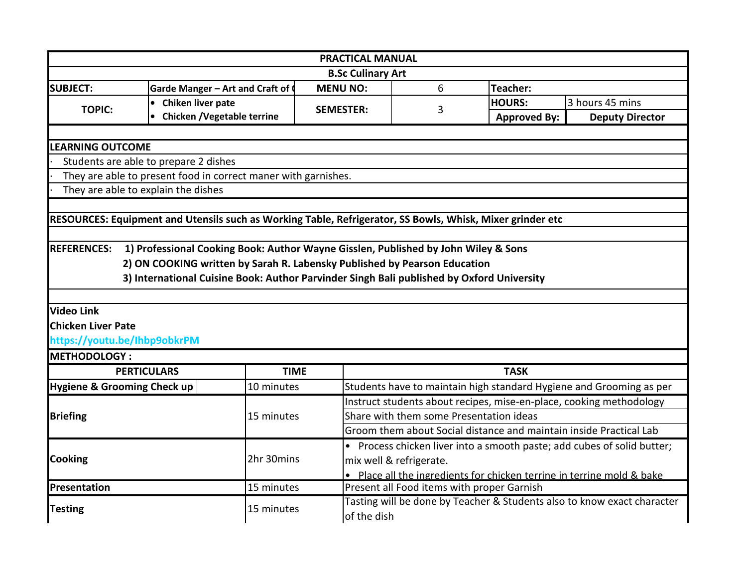| PRACTICAL MANUAL | | | | | |
|---|---|---|---|---|---|
| **B.Sc Culinary Art** | | | | | |
| **SUBJECT:** | **Garde Manger – Art and Craft of (** | **MENU NO:** | 6 | **Teacher:** | |
| **TOPIC:** | • **Chiken liver pate** • **Chicken /Vegetable terrine** | **SEMESTER:** | 3 | **HOURS:** | 3 hours 45 mins |
| | | | | **Approved By:** | **Deputy Director** |

**LEARNING OUTCOME**

- Students are able to prepare 2 dishes
- They are able to present food in correct maner with garnishes.
- They are able to explain the dishes

**RESOURCES: Equipment and Utensils such as Working Table, Refrigerator, SS Bowls, Whisk, Mixer grinder etc**

**REFERENCES:**
**1) Professional Cooking Book: Author Wayne Gisslen, Published by John Wiley & Sons**
**2) ON COOKING written by Sarah R. Labensky Published by Pearson Education**
**3) International Cuisine Book: Author Parvinder Singh Bali published by Oxford University**

**Video Link**
**Chicken Liver Pate**
**https://youtu.be/Ihbp9obkrPM**

**METHODOLOGY :**

| PERTICULARS | TIME | TASK |
|---|---|---|
| **Hygiene & Grooming Check up** | 10 minutes | Students have to maintain high standard Hygiene and Grooming as per |
| **Briefing** | 15 minutes | Instruct students about recipes, mise-en-place, cooking methodology<br>Share with them some Presentation ideas<br>Groom them about Social distance and maintain inside Practical Lab |
| **Cooking** | 2hr 30mins | • Process chicken liver into a smooth paste; add cubes of solid butter; mix well & refrigerate.<br>• Place all the ingredients for chicken terrine in terrine mold & bake |
| **Presentation** | 15 minutes | Present all Food items with proper Garnish |
| **Testing** | 15 minutes | Tasting will be done by Teacher & Students also to know exact character of the dish |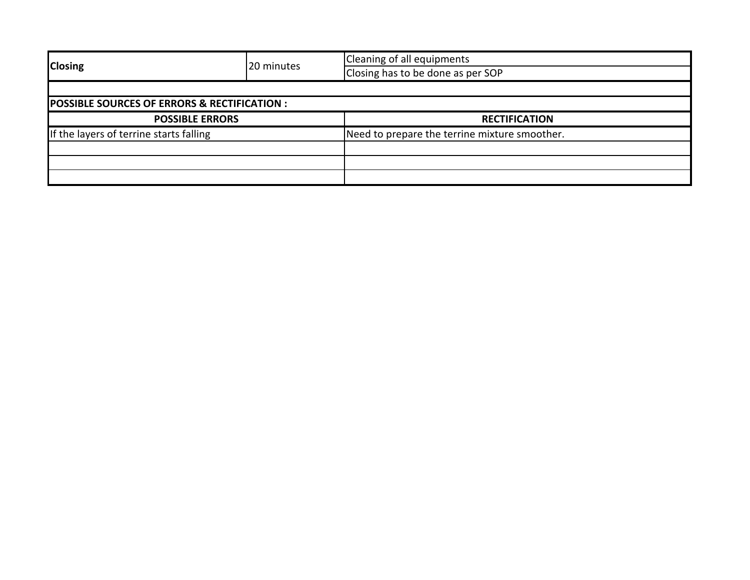| | | |
|---|---|---|
| **Closing** | 20 minutes | Cleaning of all equipments |
| | | Closing has to be done as per SOP |

**POSSIBLE SOURCES OF ERRORS & RECTIFICATION :**

| POSSIBLE ERRORS | RECTIFICATION |
|---|---|
| If the layers of terrine starts falling | Need to prepare the terrine mixture smoother. |
| | |
| | |
| | |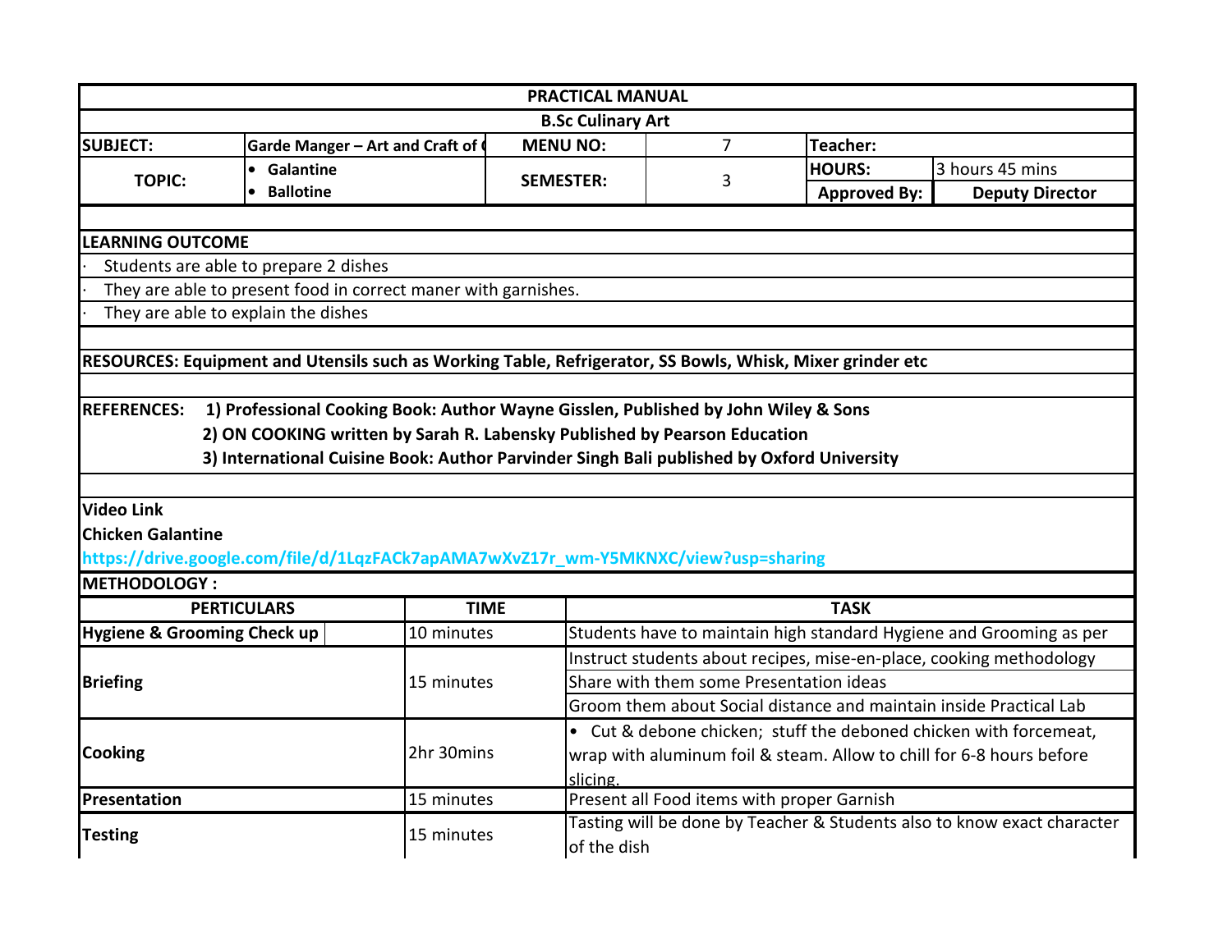## PRACTICAL MANUAL

### B.Sc Culinary Art

| SUBJECT: | Garde Manger – Art and Craft of ( | MENU NO: | 7 | Teacher: | |
|---|---|---|---|---|---|
| TOPIC: | • Galantine<br>• Ballotine | SEMESTER: | 3 | HOURS: | 3 hours 45 mins |
| | | | | Approved By: | Deputy Director |

**LEARNING OUTCOME**

- Students are able to prepare 2 dishes
- They are able to present food in correct maner with garnishes.
- They are able to explain the dishes

**RESOURCES: Equipment and Utensils such as Working Table, Refrigerator, SS Bowls, Whisk, Mixer grinder etc**

**REFERENCES:** **1) Professional Cooking Book: Author Wayne Gisslen, Published by John Wiley & Sons**
**2) ON COOKING written by Sarah R. Labensky Published by Pearson Education**
**3) International Cuisine Book: Author Parvinder Singh Bali published by Oxford University**

**Video Link**

**Chicken Galantine**

**https://drive.google.com/file/d/1LqzFACk7apAMA7wXvZ17r_wm-Y5MKNXC/view?usp=sharing**

**METHODOLOGY :**

| PERTICULARS | TIME | TASK |
|---|---|---|
| **Hygiene & Grooming Check up** | 10 minutes | Students have to maintain high standard Hygiene and Grooming as per |
| **Briefing** | 15 minutes | Instruct students about recipes, mise-en-place, cooking methodology |
| | | Share with them some Presentation ideas |
| | | Groom them about Social distance and maintain inside Practical Lab |
| **Cooking** | 2hr 30mins | • Cut & debone chicken; stuff the deboned chicken with forcemeat, wrap with aluminum foil & steam. Allow to chill for 6-8 hours before slicing. |
| **Presentation** | 15 minutes | Present all Food items with proper Garnish |
| **Testing** | 15 minutes | Tasting will be done by Teacher & Students also to know exact character of the dish |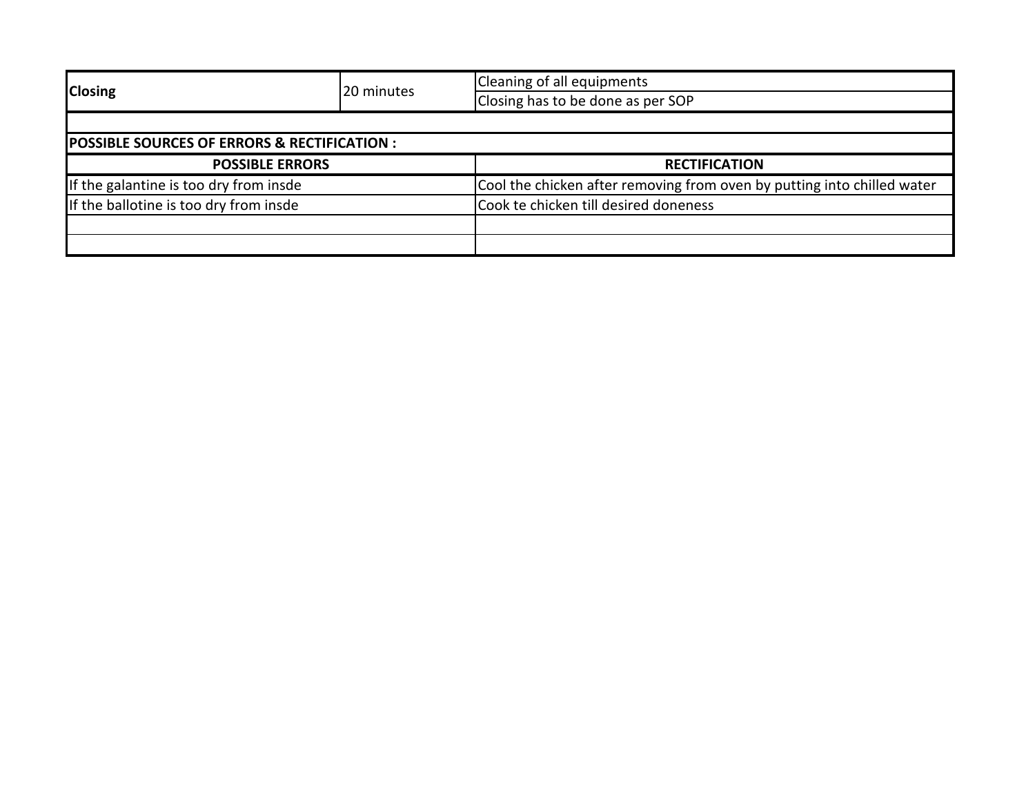| **Closing** | 20 minutes | Cleaning of all equipments |
|---|---|---|
| | | Closing has to be done as per SOP |

**POSSIBLE SOURCES OF ERRORS & RECTIFICATION :**

| POSSIBLE ERRORS | RECTIFICATION |
|---|---|
| If the galantine is too dry from insde | Cool the chicken after removing from oven by putting into chilled water |
| If the ballotine is too dry from insde | Cook te chicken till desired doneness |
| | |
| | |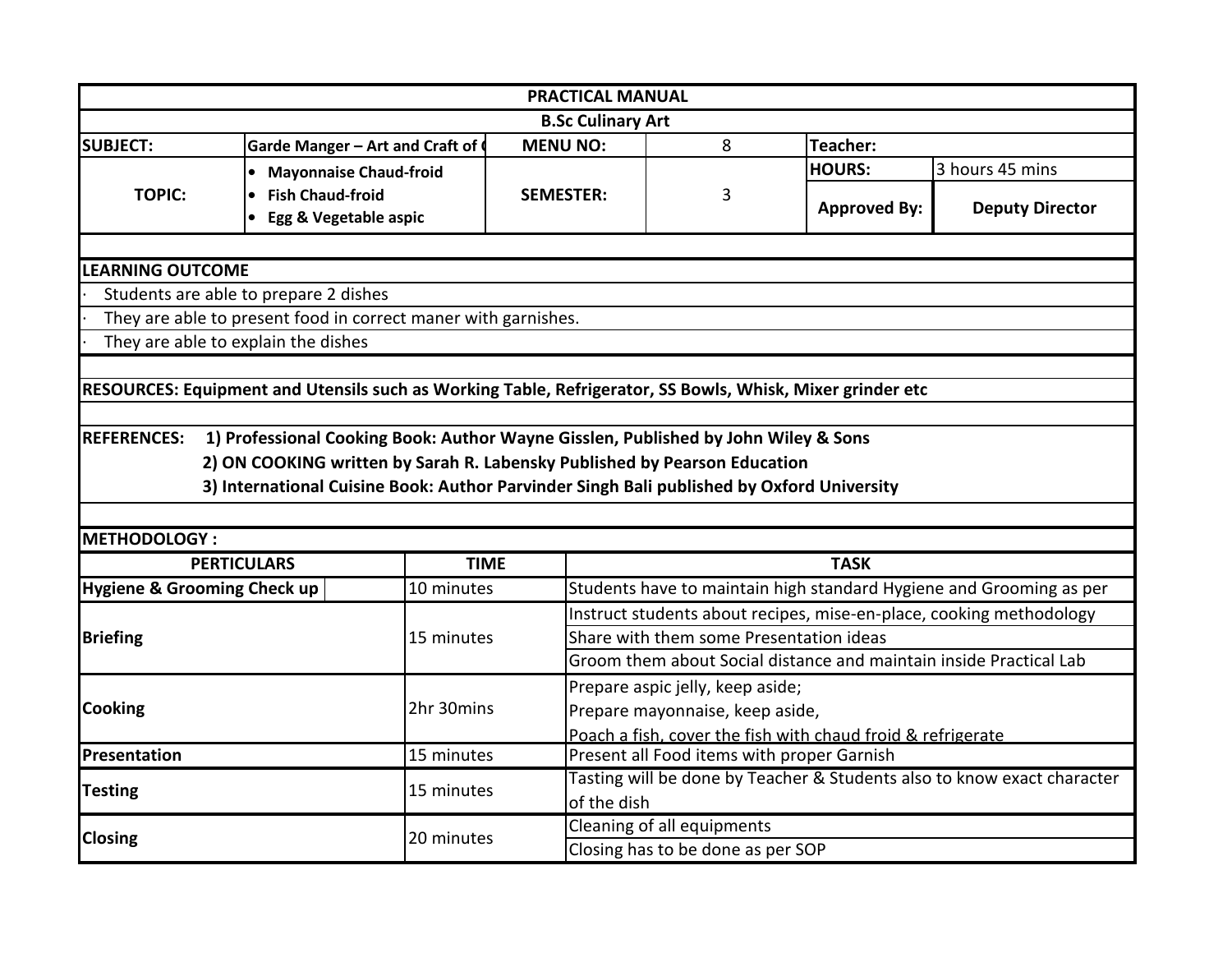| PRACTICAL MANUAL | | | | | |
|---|---|---|---|---|---|
| B.Sc Culinary Art | | | | | |
| **SUBJECT:** | **Garde Manger – Art and Craft of (** | **MENU NO:** | 8 | **Teacher:** | |
| **TOPIC:** | • **Mayonnaise Chaud-froid** • **Fish Chaud-froid** • **Egg & Vegetable aspic** | **SEMESTER:** | 3 | **HOURS:** | 3 hours 45 mins |
| | | | | **Approved By:** | **Deputy Director** |

**LEARNING OUTCOME**

- Students are able to prepare 2 dishes
- They are able to present food in correct maner with garnishes.
- They are able to explain the dishes

**RESOURCES: Equipment and Utensils such as Working Table, Refrigerator, SS Bowls, Whisk, Mixer grinder etc**

**REFERENCES:**
1) **Professional Cooking Book: Author Wayne Gisslen, Published by John Wiley & Sons**
2) **ON COOKING written by Sarah R. Labensky Published by Pearson Education**
3) **International Cuisine Book: Author Parvinder Singh Bali published by Oxford University**

**METHODOLOGY :**

| PERTICULARS | TIME | TASK |
|---|---|---|
| **Hygiene & Grooming Check up** | 10 minutes | Students have to maintain high standard Hygiene and Grooming as per |
| **Briefing** | 15 minutes | Instruct students about recipes, mise-en-place, cooking methodology |
| | | Share with them some Presentation ideas |
| | | Groom them about Social distance and maintain inside Practical Lab |
| **Cooking** | 2hr 30mins | Prepare aspic jelly, keep aside; |
| | | Prepare mayonnaise, keep aside, |
| | | Poach a fish, cover the fish with chaud froid & refrigerate |
| **Presentation** | 15 minutes | Present all Food items with proper Garnish |
| **Testing** | 15 minutes | Tasting will be done by Teacher & Students also to know exact character of the dish |
| **Closing** | 20 minutes | Cleaning of all equipments |
| | | Closing has to be done as per SOP |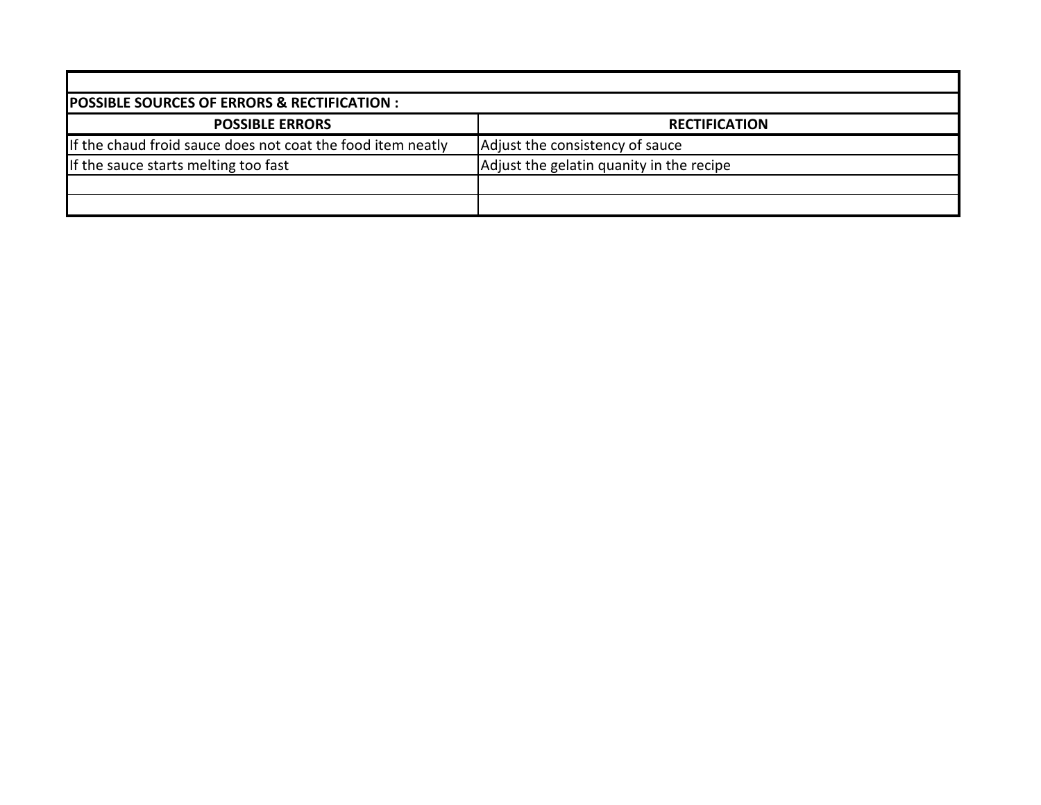**POSSIBLE SOURCES OF ERRORS & RECTIFICATION :**

| POSSIBLE ERRORS | RECTIFICATION |
|---|---|
| If the chaud froid sauce does not coat the food item neatly | Adjust the consistency of sauce |
| If the sauce starts melting too fast | Adjust the gelatin quanity in the recipe |
| | |
| | |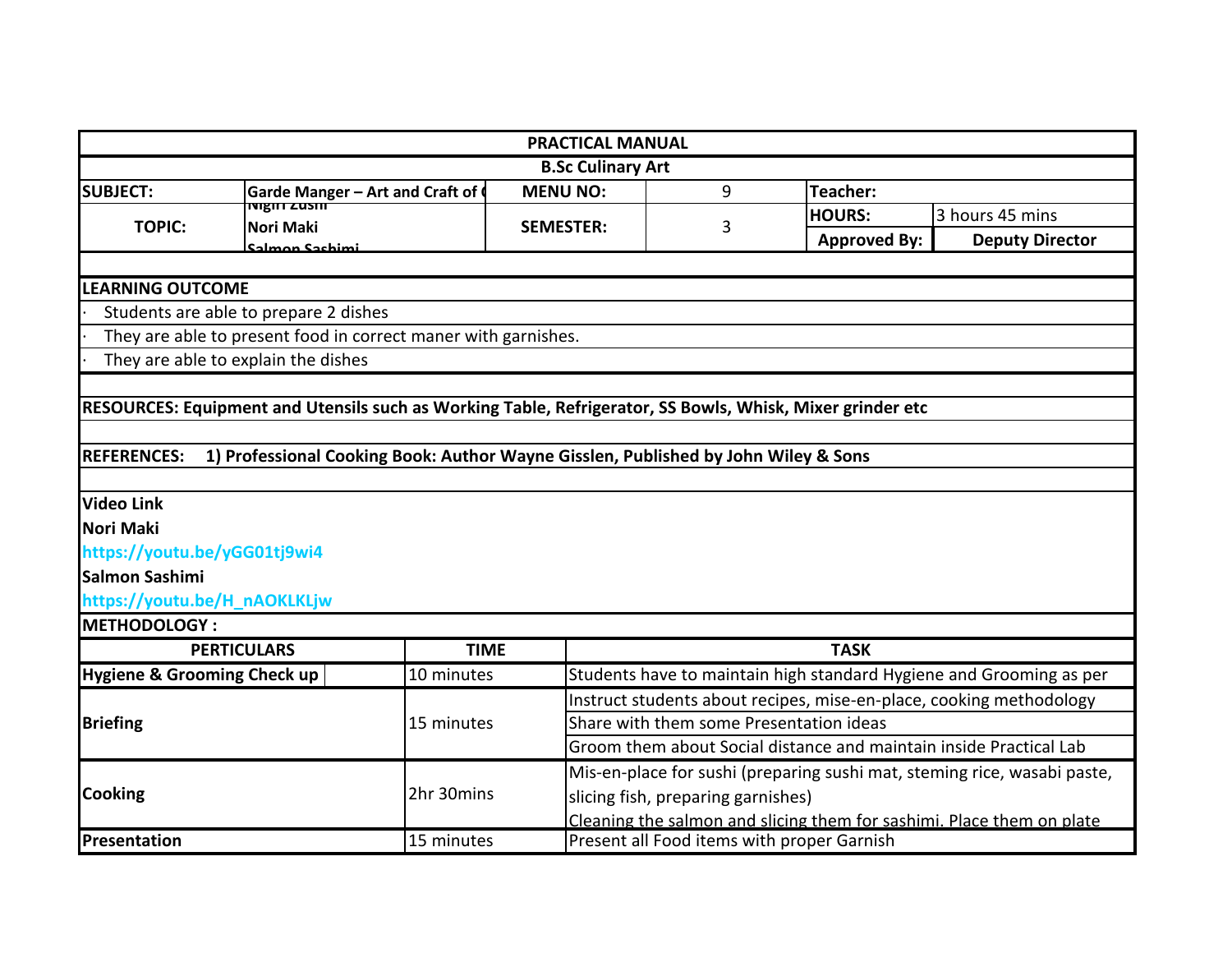| PRACTICAL MANUAL | | | | | |
|---|---|---|---|---|---|
| **B.Sc Culinary Art** | | | | | |
| **SUBJECT:** | **Garde Manger – Art and Craft of (** | **MENU NO:** | 9 | **Teacher:** | |
| **TOPIC:** | **Nigiri Zushi**<br>**Nori Maki**<br>**Salmon Sashimi** | **SEMESTER:** | 3 | **HOURS:** | 3 hours 45 mins |
| | | | | **Approved By:** | **Deputy Director** |

**LEARNING OUTCOME**

- Students are able to prepare 2 dishes
- They are able to present food in correct maner with garnishes.
- They are able to explain the dishes

**RESOURCES: Equipment and Utensils such as Working Table, Refrigerator, SS Bowls, Whisk, Mixer grinder etc**

**REFERENCES: 1) Professional Cooking Book: Author Wayne Gisslen, Published by John Wiley & Sons**

**Video Link**

**Nori Maki**

https://youtu.be/yGG01tj9wi4

**Salmon Sashimi**

https://youtu.be/H_nAOKLKLjw

**METHODOLOGY :**

| PERTICULARS | TIME | TASK |
|---|---|---|
| **Hygiene & Grooming Check up** | 10 minutes | Students have to maintain high standard Hygiene and Grooming as per |
| **Briefing** | 15 minutes | Instruct students about recipes, mise-en-place, cooking methodology |
| | | Share with them some Presentation ideas |
| | | Groom them about Social distance and maintain inside Practical Lab |
| **Cooking** | 2hr 30mins | Mis-en-place for sushi (preparing sushi mat, steming rice, wasabi paste, slicing fish, preparing garnishes) |
| | | Cleaning the salmon and slicing them for sashimi. Place them on plate |
| **Presentation** | 15 minutes | Present all Food items with proper Garnish |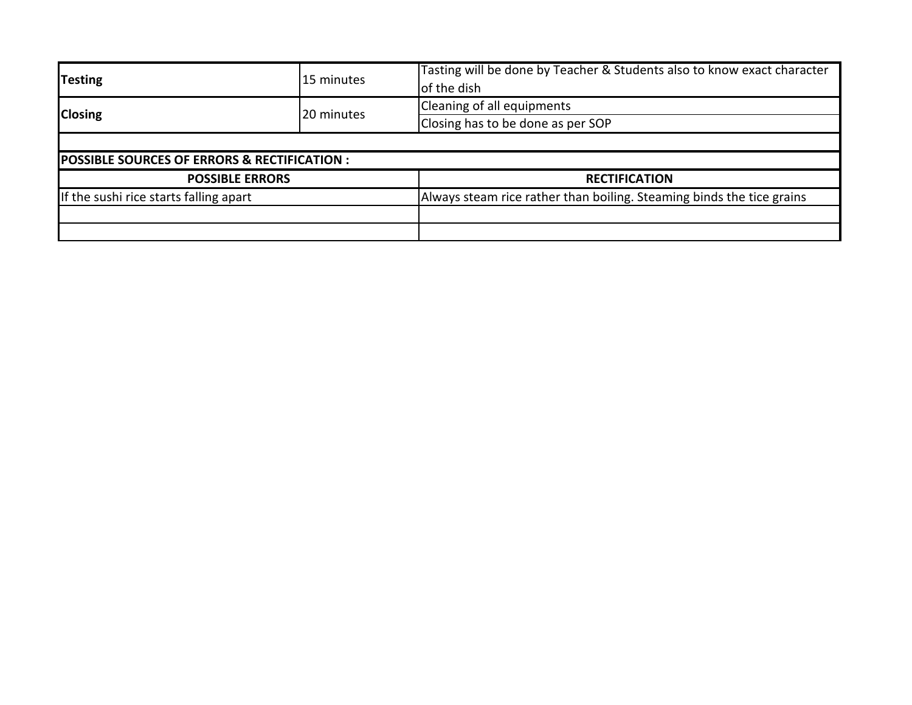| | | |
|---|---|---|
| **Testing** | 15 minutes | Tasting will be done by Teacher & Students also to know exact character of the dish |
| **Closing** | 20 minutes | Cleaning of all equipments |
| | | Closing has to be done as per SOP |

**POSSIBLE SOURCES OF ERRORS & RECTIFICATION :**

| POSSIBLE ERRORS | RECTIFICATION |
|---|---|
| If the sushi rice starts falling apart | Always steam rice rather than boiling. Steaming binds the tice grains |
| | |
| | |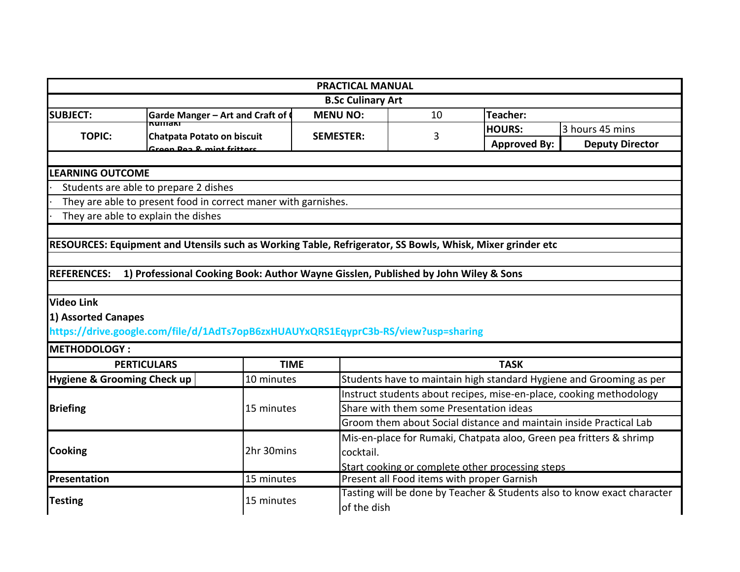**PRACTICAL MANUAL**

**B.Sc Culinary Art**

| **SUBJECT:** | **Garde Manger – Art and Craft of (** | **MENU NO:** | 10 | **Teacher:** | |
|---|---|---|---|---|---|
| **TOPIC:** | **Rumaki**<br>**Chatpata Potato on biscuit**<br>**Green Pea & mint fritters** | **SEMESTER:** | 3 | **HOURS:** | 3 hours 45 mins |
| | | | | **Approved By:** | **Deputy Director** |

**LEARNING OUTCOME**

- Students are able to prepare 2 dishes
- They are able to present food in correct maner with garnishes.
- They are able to explain the dishes

**RESOURCES: Equipment and Utensils such as Working Table, Refrigerator, SS Bowls, Whisk, Mixer grinder etc**

**REFERENCES: 1) Professional Cooking Book: Author Wayne Gisslen, Published by John Wiley & Sons**

**Video Link**

**1) Assorted Canapes**

**https://drive.google.com/file/d/1AdTs7opB6zxHUAUYxQRS1EqyprC3b-RS/view?usp=sharing**

**METHODOLOGY :**

| **PERTICULARS** | **TIME** | **TASK** |
|---|---|---|
| **Hygiene & Grooming Check up** | 10 minutes | Students have to maintain high standard Hygiene and Grooming as per |
| **Briefing** | 15 minutes | Instruct students about recipes, mise-en-place, cooking methodology |
| | | Share with them some Presentation ideas |
| | | Groom them about Social distance and maintain inside Practical Lab |
| **Cooking** | 2hr 30mins | Mis-en-place for Rumaki, Chatpata aloo, Green pea fritters & shrimp cocktail. |
| | | Start cooking or complete other processing steps |
| **Presentation** | 15 minutes | Present all Food items with proper Garnish |
| **Testing** | 15 minutes | Tasting will be done by Teacher & Students also to know exact character of the dish |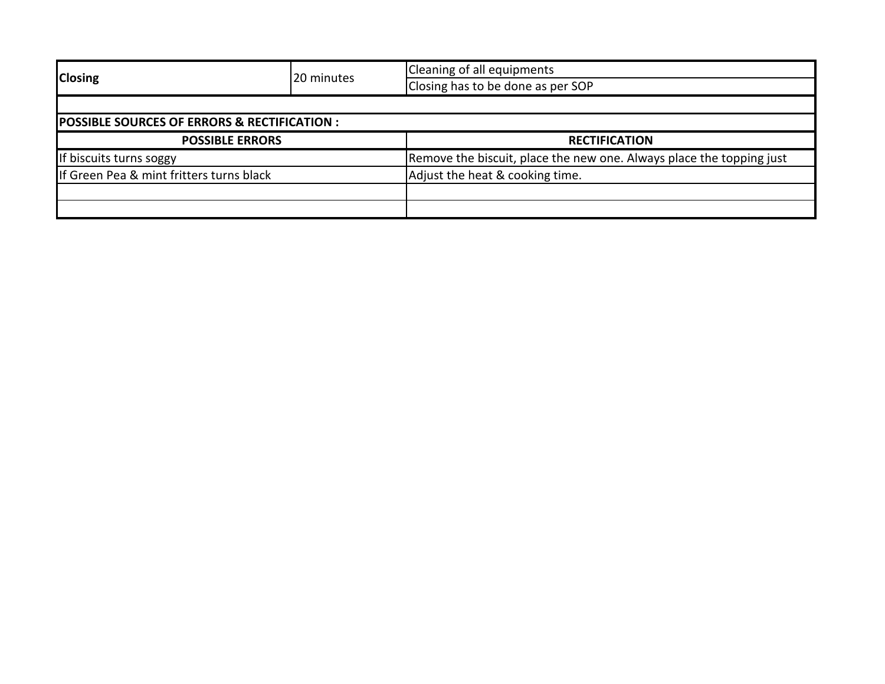| Closing | 20 minutes | Cleaning of all equipments |
|---|---|---|
| | | Closing has to be done as per SOP |

**POSSIBLE SOURCES OF ERRORS & RECTIFICATION :**

| POSSIBLE ERRORS | RECTIFICATION |
|---|---|
| If biscuits turns soggy | Remove the biscuit, place the new one. Always place the topping just |
| If Green Pea & mint fritters turns black | Adjust the heat & cooking time. |
| | |
| | |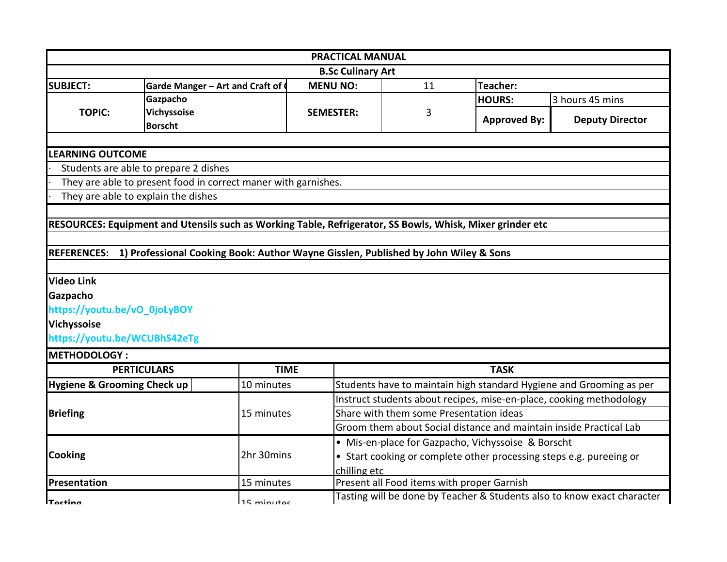| PRACTICAL MANUAL | | | | | |
|---|---|---|---|---|---|
| **B.Sc Culinary Art** | | | | | |
| **SUBJECT:** | **Garde Manger – Art and Craft of (** | **MENU NO:** | 11 | **Teacher:** | |
| **TOPIC:** | **Gazpacho**<br>**Vichyssoise**<br>**Borscht** | **SEMESTER:** | 3 | **HOURS:** | 3 hours 45 mins |
| | | | | **Approved By:** | **Deputy Director** |

**LEARNING OUTCOME**

- Students are able to prepare 2 dishes
- They are able to present food in correct maner with garnishes.
- They are able to explain the dishes

**RESOURCES: Equipment and Utensils such as Working Table, Refrigerator, SS Bowls, Whisk, Mixer grinder etc**

**REFERENCES: 1) Professional Cooking Book: Author Wayne Gisslen, Published by John Wiley & Sons**

**Video Link**

**Gazpacho**

**https://youtu.be/vO_0joLyBOY**

**Vichyssoise**

**https://youtu.be/WCUBhS42eTg**

**METHODOLOGY :**

| PERTICULARS | TIME | TASK |
|---|---|---|
| **Hygiene & Grooming Check up** | 10 minutes | Students have to maintain high standard Hygiene and Grooming as per |
| **Briefing** | 15 minutes | Instruct students about recipes, mise-en-place, cooking methodology<br>Share with them some Presentation ideas<br>Groom them about Social distance and maintain inside Practical Lab |
| **Cooking** | 2hr 30mins | • Mis-en-place for Gazpacho, Vichyssoise & Borscht<br>• Start cooking or complete other processing steps e.g. pureeing or chilling etc |
| **Presentation** | 15 minutes | Present all Food items with proper Garnish |
| **Testing** | 15 minutes | Tasting will be done by Teacher & Students also to know exact character |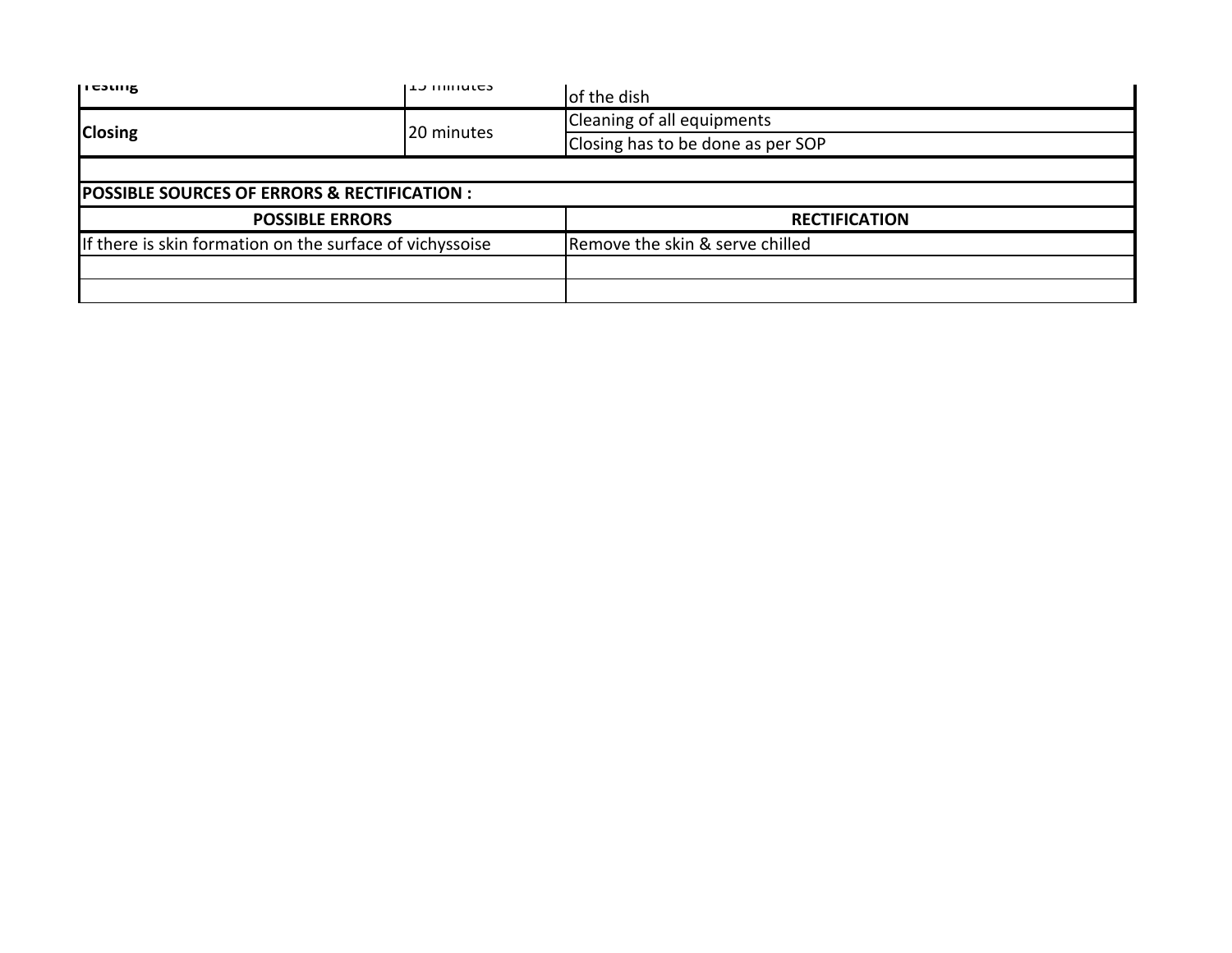| Testing | 15 minutes | of the dish |
|---|---|---|
| **Closing** | 20 minutes | Cleaning of all equipments |
| | | Closing has to be done as per SOP |

**POSSIBLE SOURCES OF ERRORS & RECTIFICATION :**

| POSSIBLE ERRORS | RECTIFICATION |
|---|---|
| If there is skin formation on the surface of vichyssoise | Remove the skin & serve chilled |
| | |
| | |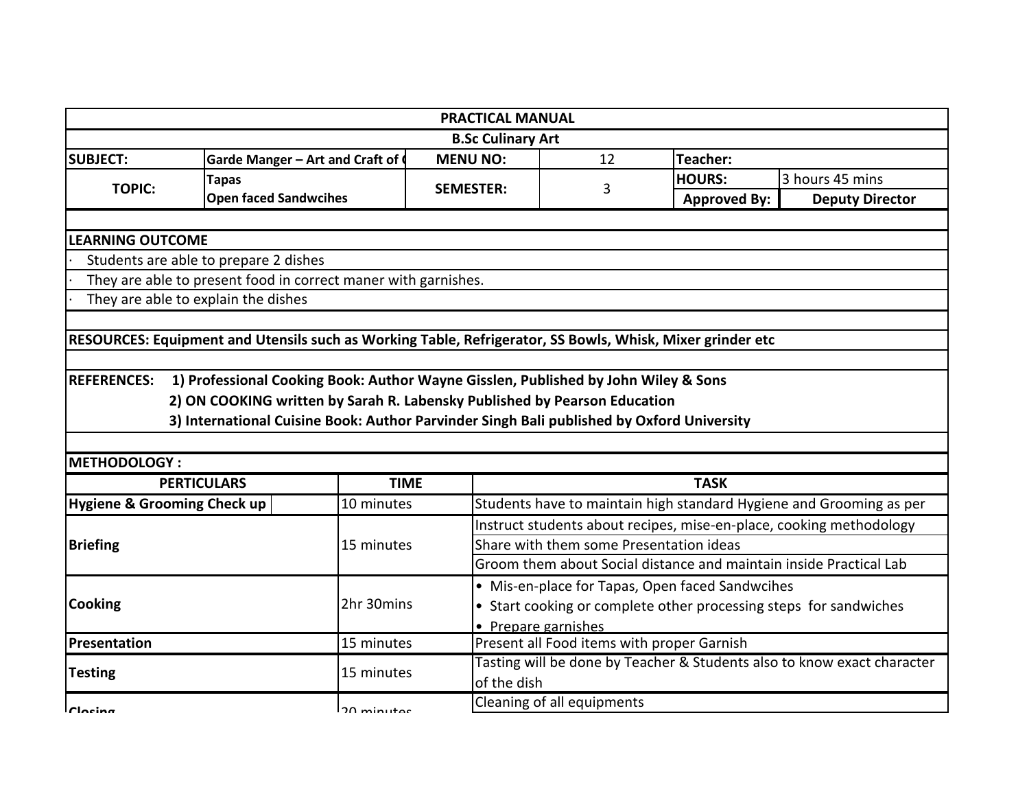| PRACTICAL MANUAL | | | | | |
|---|---|---|---|---|---|
| **B.Sc Culinary Art** | | | | | |
| **SUBJECT:** | **Garde Manger – Art and Craft of (** | **MENU NO:** | 12 | **Teacher:** | |
| **TOPIC:** | **Tapas**<br>**Open faced Sandwcihes** | **SEMESTER:** | 3 | **HOURS:** | 3 hours 45 mins |
| | | | | **Approved By:** | **Deputy Director** |

**LEARNING OUTCOME**

- Students are able to prepare 2 dishes
- They are able to present food in correct maner with garnishes.
- They are able to explain the dishes

**RESOURCES: Equipment and Utensils such as Working Table, Refrigerator, SS Bowls, Whisk, Mixer grinder etc**

**REFERENCES:**
1) **Professional Cooking Book: Author Wayne Gisslen, Published by John Wiley & Sons**
2) **ON COOKING written by Sarah R. Labensky Published by Pearson Education**
3) **International Cuisine Book: Author Parvinder Singh Bali published by Oxford University**

**METHODOLOGY :**

| PERTICULARS | TIME | TASK |
|---|---|---|
| **Hygiene & Grooming Check up** | 10 minutes | Students have to maintain high standard Hygiene and Grooming as per |
| **Briefing** | 15 minutes | Instruct students about recipes, mise-en-place, cooking methodology<br>Share with them some Presentation ideas<br>Groom them about Social distance and maintain inside Practical Lab |
| **Cooking** | 2hr 30mins | • Mis-en-place for Tapas, Open faced Sandwcihes<br>• Start cooking or complete other processing steps for sandwiches<br>• Prepare garnishes |
| **Presentation** | 15 minutes | Present all Food items with proper Garnish |
| **Testing** | 15 minutes | Tasting will be done by Teacher & Students also to know exact character of the dish |
| **Closing** | 20 minutes | Cleaning of all equipments |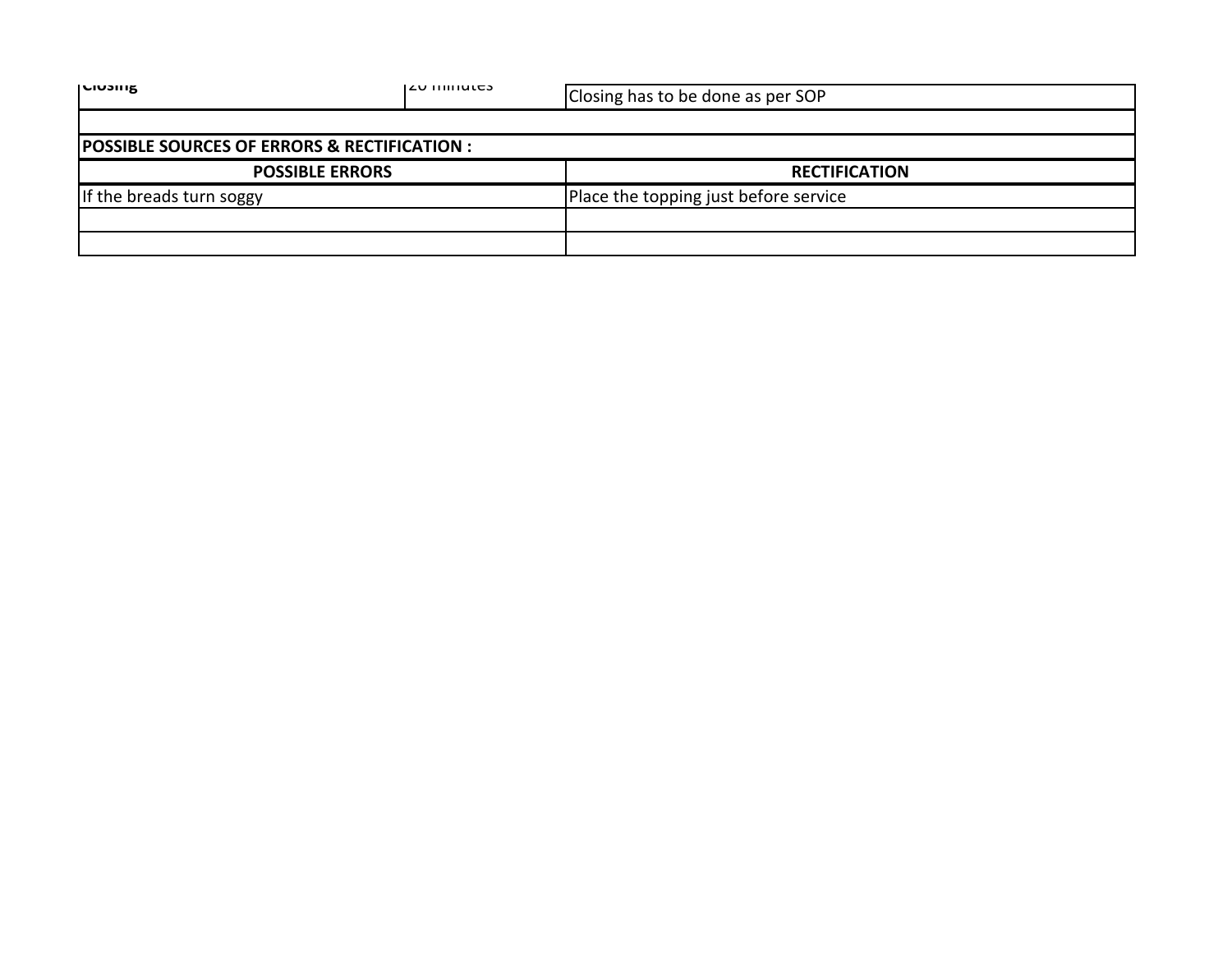| | | |
|---|---|---|
| Closing | 20 minutes | Closing has to be done as per SOP |

**POSSIBLE SOURCES OF ERRORS & RECTIFICATION :**

| POSSIBLE ERRORS | RECTIFICATION |
|---|---|
| If the breads turn soggy | Place the topping just before service |
| | |
| | |